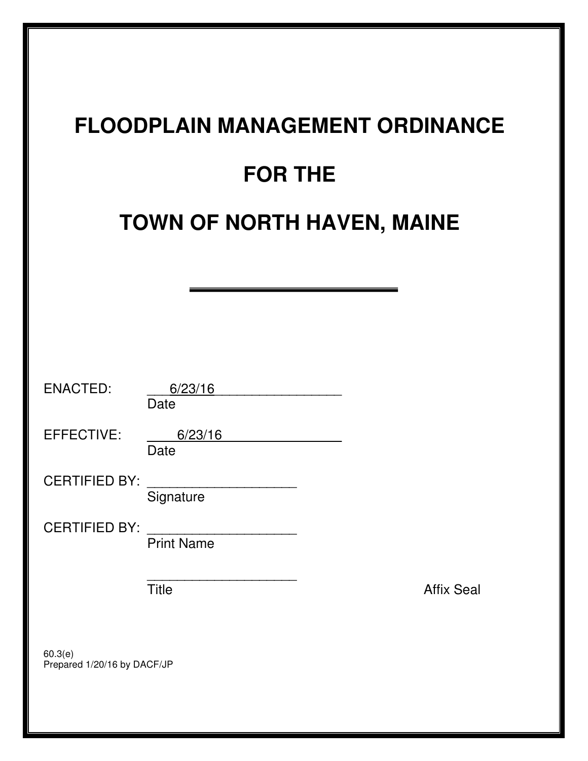# FLOODPLAIN MANAGEMENT ORDINANCE

# FOR THE

# TOWN OF NORTH HAVEN, MAINE

---

ENACTED: 6/23/16
Date

EFFECTIVE: 6/23/16
Date

CERTIFIED BY: ____________________
Signature

CERTIFIED BY: ____________________
Print Name

____________________
Title

Affix Seal

60.3(e)
Prepared 1/20/16 by DACF/JP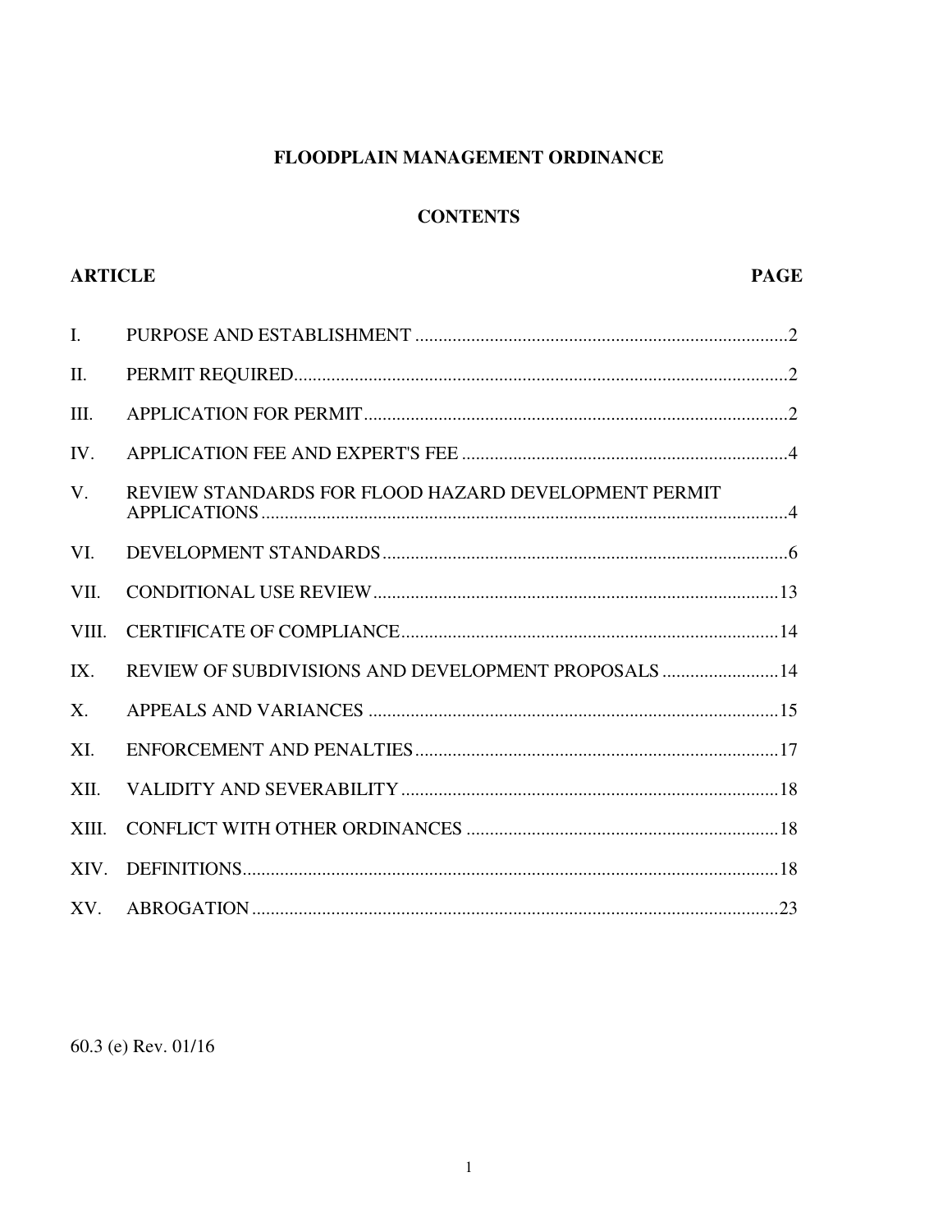# FLOODPLAIN MANAGEMENT ORDINANCE

## CONTENTS

| ARTICLE | | PAGE |
|---|---|---|
| I. | PURPOSE AND ESTABLISHMENT | 2 |
| II. | PERMIT REQUIRED | 2 |
| III. | APPLICATION FOR PERMIT | 2 |
| IV. | APPLICATION FEE AND EXPERT'S FEE | 4 |
| V. | REVIEW STANDARDS FOR FLOOD HAZARD DEVELOPMENT PERMIT APPLICATIONS | 4 |
| VI. | DEVELOPMENT STANDARDS | 6 |
| VII. | CONDITIONAL USE REVIEW | 13 |
| VIII. | CERTIFICATE OF COMPLIANCE | 14 |
| IX. | REVIEW OF SUBDIVISIONS AND DEVELOPMENT PROPOSALS | 14 |
| X. | APPEALS AND VARIANCES | 15 |
| XI. | ENFORCEMENT AND PENALTIES | 17 |
| XII. | VALIDITY AND SEVERABILITY | 18 |
| XIII. | CONFLICT WITH OTHER ORDINANCES | 18 |
| XIV. | DEFINITIONS | 18 |
| XV. | ABROGATION | 23 |

60.3 (e) Rev. 01/16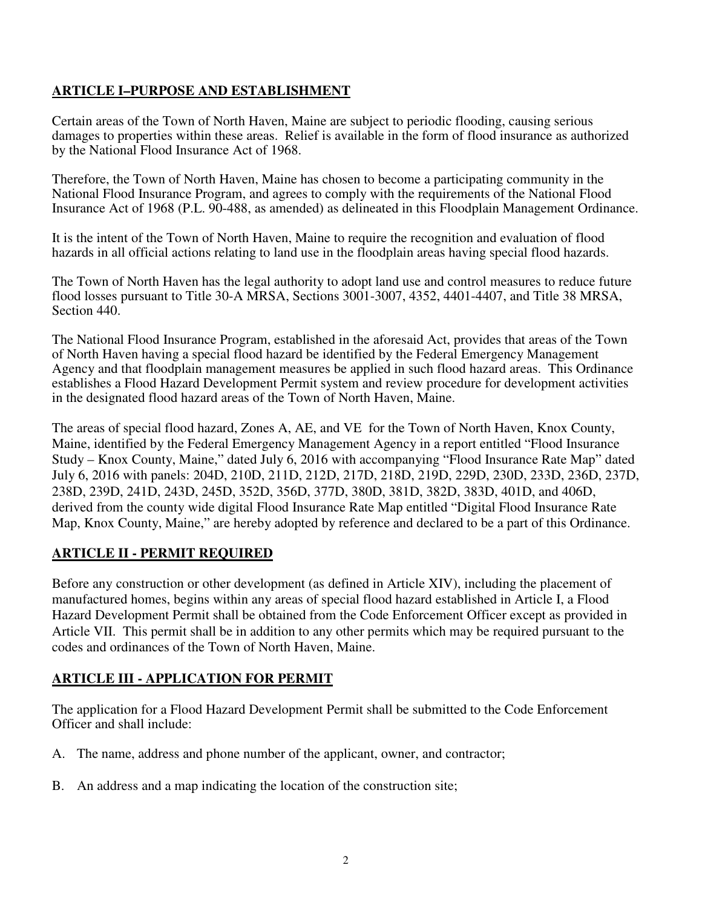## ARTICLE I–PURPOSE AND ESTABLISHMENT

Certain areas of the Town of North Haven, Maine are subject to periodic flooding, causing serious damages to properties within these areas. Relief is available in the form of flood insurance as authorized by the National Flood Insurance Act of 1968.

Therefore, the Town of North Haven, Maine has chosen to become a participating community in the National Flood Insurance Program, and agrees to comply with the requirements of the National Flood Insurance Act of 1968 (P.L. 90-488, as amended) as delineated in this Floodplain Management Ordinance.

It is the intent of the Town of North Haven, Maine to require the recognition and evaluation of flood hazards in all official actions relating to land use in the floodplain areas having special flood hazards.

The Town of North Haven has the legal authority to adopt land use and control measures to reduce future flood losses pursuant to Title 30-A MRSA, Sections 3001-3007, 4352, 4401-4407, and Title 38 MRSA, Section 440.

The National Flood Insurance Program, established in the aforesaid Act, provides that areas of the Town of North Haven having a special flood hazard be identified by the Federal Emergency Management Agency and that floodplain management measures be applied in such flood hazard areas. This Ordinance establishes a Flood Hazard Development Permit system and review procedure for development activities in the designated flood hazard areas of the Town of North Haven, Maine.

The areas of special flood hazard, Zones A, AE, and VE for the Town of North Haven, Knox County, Maine, identified by the Federal Emergency Management Agency in a report entitled "Flood Insurance Study – Knox County, Maine," dated July 6, 2016 with accompanying "Flood Insurance Rate Map" dated July 6, 2016 with panels: 204D, 210D, 211D, 212D, 217D, 218D, 219D, 229D, 230D, 233D, 236D, 237D, 238D, 239D, 241D, 243D, 245D, 352D, 356D, 377D, 380D, 381D, 382D, 383D, 401D, and 406D, derived from the county wide digital Flood Insurance Rate Map entitled "Digital Flood Insurance Rate Map, Knox County, Maine," are hereby adopted by reference and declared to be a part of this Ordinance.

## ARTICLE II - PERMIT REQUIRED

Before any construction or other development (as defined in Article XIV), including the placement of manufactured homes, begins within any areas of special flood hazard established in Article I, a Flood Hazard Development Permit shall be obtained from the Code Enforcement Officer except as provided in Article VII. This permit shall be in addition to any other permits which may be required pursuant to the codes and ordinances of the Town of North Haven, Maine.

## ARTICLE III - APPLICATION FOR PERMIT

The application for a Flood Hazard Development Permit shall be submitted to the Code Enforcement Officer and shall include:

A. The name, address and phone number of the applicant, owner, and contractor;

B. An address and a map indicating the location of the construction site;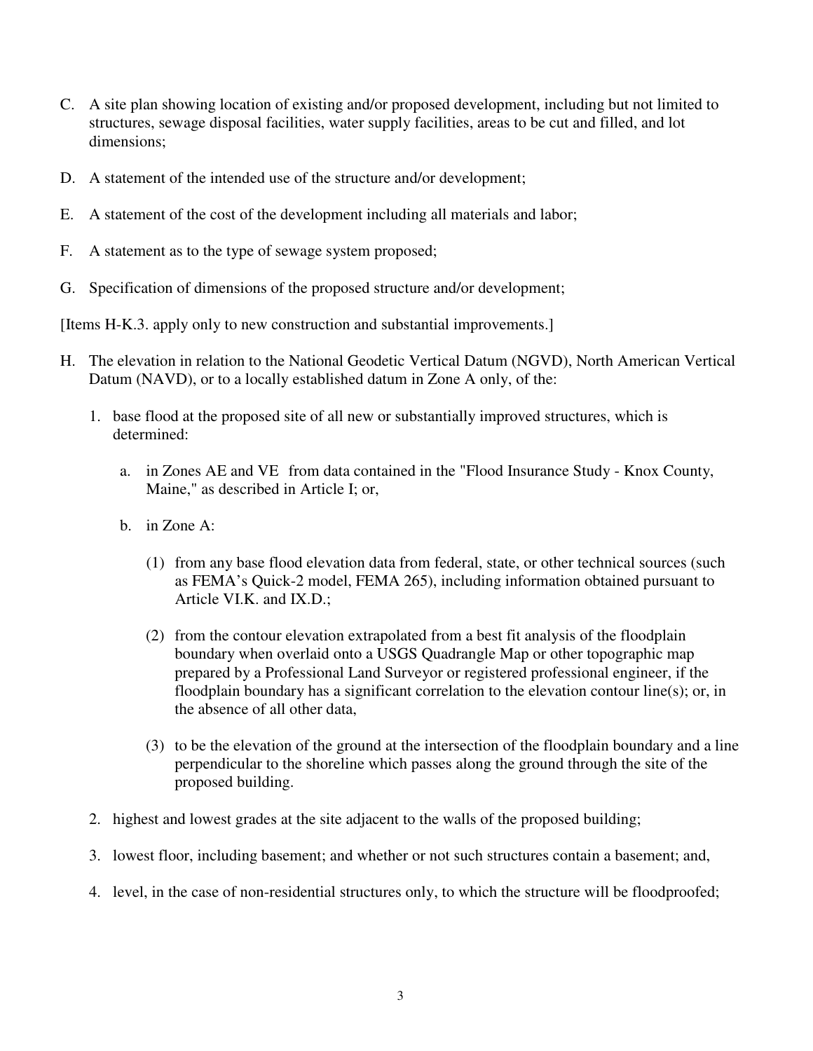C. A site plan showing location of existing and/or proposed development, including but not limited to structures, sewage disposal facilities, water supply facilities, areas to be cut and filled, and lot dimensions;

D. A statement of the intended use of the structure and/or development;

E. A statement of the cost of the development including all materials and labor;

F. A statement as to the type of sewage system proposed;

G. Specification of dimensions of the proposed structure and/or development;

[Items H-K.3. apply only to new construction and substantial improvements.]

H. The elevation in relation to the National Geodetic Vertical Datum (NGVD), North American Vertical Datum (NAVD), or to a locally established datum in Zone A only, of the:

   1. base flood at the proposed site of all new or substantially improved structures, which is determined:

      a. in Zones AE and VE from data contained in the "Flood Insurance Study - Knox County, Maine," as described in Article I; or,

      b. in Zone A:

         (1) from any base flood elevation data from federal, state, or other technical sources (such as FEMA's Quick-2 model, FEMA 265), including information obtained pursuant to Article VI.K. and IX.D.;

         (2) from the contour elevation extrapolated from a best fit analysis of the floodplain boundary when overlaid onto a USGS Quadrangle Map or other topographic map prepared by a Professional Land Surveyor or registered professional engineer, if the floodplain boundary has a significant correlation to the elevation contour line(s); or, in the absence of all other data,

         (3) to be the elevation of the ground at the intersection of the floodplain boundary and a line perpendicular to the shoreline which passes along the ground through the site of the proposed building.

   2. highest and lowest grades at the site adjacent to the walls of the proposed building;

   3. lowest floor, including basement; and whether or not such structures contain a basement; and,

   4. level, in the case of non-residential structures only, to which the structure will be floodproofed;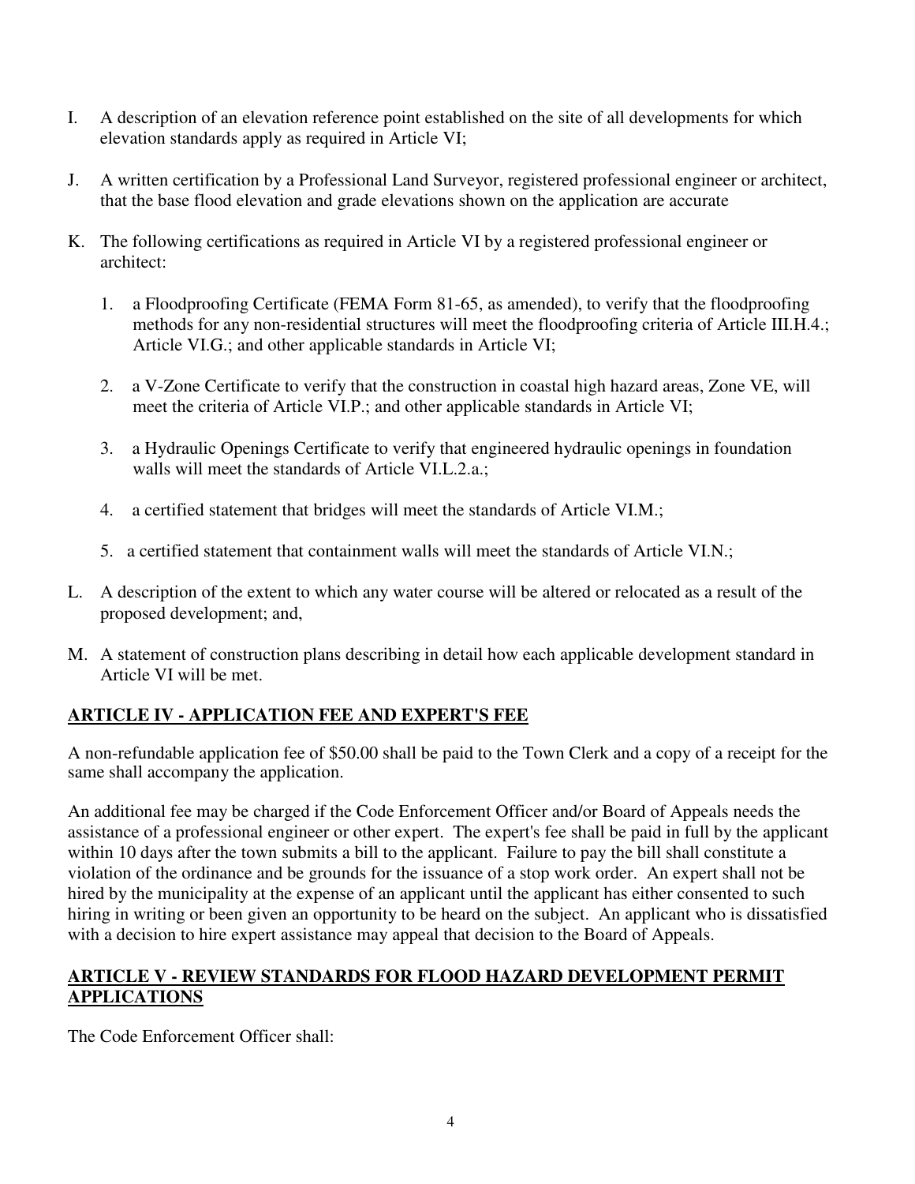I. A description of an elevation reference point established on the site of all developments for which elevation standards apply as required in Article VI;

J. A written certification by a Professional Land Surveyor, registered professional engineer or architect, that the base flood elevation and grade elevations shown on the application are accurate

K. The following certifications as required in Article VI by a registered professional engineer or architect:

   1. a Floodproofing Certificate (FEMA Form 81-65, as amended), to verify that the floodproofing methods for any non-residential structures will meet the floodproofing criteria of Article III.H.4.; Article VI.G.; and other applicable standards in Article VI;

   2. a V-Zone Certificate to verify that the construction in coastal high hazard areas, Zone VE, will meet the criteria of Article VI.P.; and other applicable standards in Article VI;

   3. a Hydraulic Openings Certificate to verify that engineered hydraulic openings in foundation walls will meet the standards of Article VI.L.2.a.;

   4. a certified statement that bridges will meet the standards of Article VI.M.;

   5. a certified statement that containment walls will meet the standards of Article VI.N.;

L. A description of the extent to which any water course will be altered or relocated as a result of the proposed development; and,

M. A statement of construction plans describing in detail how each applicable development standard in Article VI will be met.

## ARTICLE IV - APPLICATION FEE AND EXPERT'S FEE

A non-refundable application fee of $50.00 shall be paid to the Town Clerk and a copy of a receipt for the same shall accompany the application.

An additional fee may be charged if the Code Enforcement Officer and/or Board of Appeals needs the assistance of a professional engineer or other expert. The expert's fee shall be paid in full by the applicant within 10 days after the town submits a bill to the applicant. Failure to pay the bill shall constitute a violation of the ordinance and be grounds for the issuance of a stop work order. An expert shall not be hired by the municipality at the expense of an applicant until the applicant has either consented to such hiring in writing or been given an opportunity to be heard on the subject. An applicant who is dissatisfied with a decision to hire expert assistance may appeal that decision to the Board of Appeals.

## ARTICLE V - REVIEW STANDARDS FOR FLOOD HAZARD DEVELOPMENT PERMIT APPLICATIONS

The Code Enforcement Officer shall: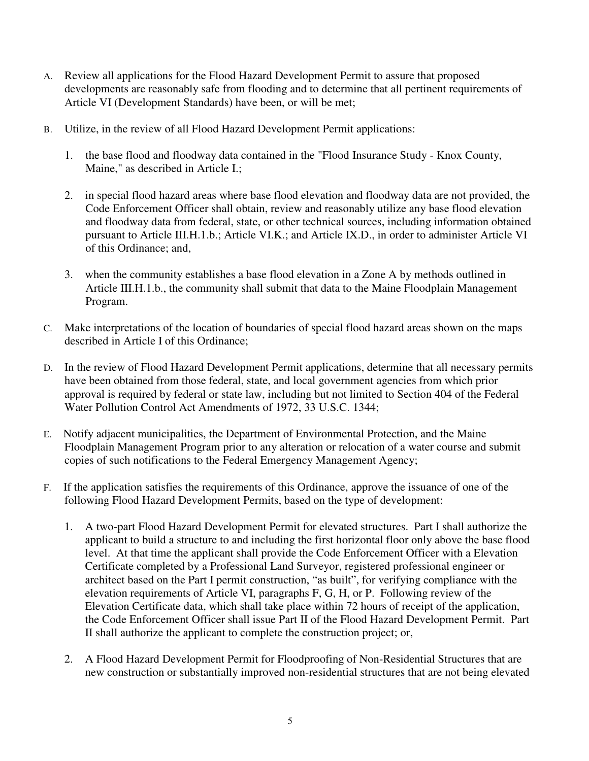A. Review all applications for the Flood Hazard Development Permit to assure that proposed developments are reasonably safe from flooding and to determine that all pertinent requirements of Article VI (Development Standards) have been, or will be met;

B. Utilize, in the review of all Flood Hazard Development Permit applications:

   1. the base flood and floodway data contained in the "Flood Insurance Study - Knox County, Maine," as described in Article I.;

   2. in special flood hazard areas where base flood elevation and floodway data are not provided, the Code Enforcement Officer shall obtain, review and reasonably utilize any base flood elevation and floodway data from federal, state, or other technical sources, including information obtained pursuant to Article III.H.1.b.; Article VI.K.; and Article IX.D., in order to administer Article VI of this Ordinance; and,

   3. when the community establishes a base flood elevation in a Zone A by methods outlined in Article III.H.1.b., the community shall submit that data to the Maine Floodplain Management Program.

C. Make interpretations of the location of boundaries of special flood hazard areas shown on the maps described in Article I of this Ordinance;

D. In the review of Flood Hazard Development Permit applications, determine that all necessary permits have been obtained from those federal, state, and local government agencies from which prior approval is required by federal or state law, including but not limited to Section 404 of the Federal Water Pollution Control Act Amendments of 1972, 33 U.S.C. 1344;

E. Notify adjacent municipalities, the Department of Environmental Protection, and the Maine Floodplain Management Program prior to any alteration or relocation of a water course and submit copies of such notifications to the Federal Emergency Management Agency;

F. If the application satisfies the requirements of this Ordinance, approve the issuance of one of the following Flood Hazard Development Permits, based on the type of development:

   1. A two-part Flood Hazard Development Permit for elevated structures. Part I shall authorize the applicant to build a structure to and including the first horizontal floor only above the base flood level. At that time the applicant shall provide the Code Enforcement Officer with a Elevation Certificate completed by a Professional Land Surveyor, registered professional engineer or architect based on the Part I permit construction, "as built", for verifying compliance with the elevation requirements of Article VI, paragraphs F, G, H, or P. Following review of the Elevation Certificate data, which shall take place within 72 hours of receipt of the application, the Code Enforcement Officer shall issue Part II of the Flood Hazard Development Permit. Part II shall authorize the applicant to complete the construction project; or,

   2. A Flood Hazard Development Permit for Floodproofing of Non-Residential Structures that are new construction or substantially improved non-residential structures that are not being elevated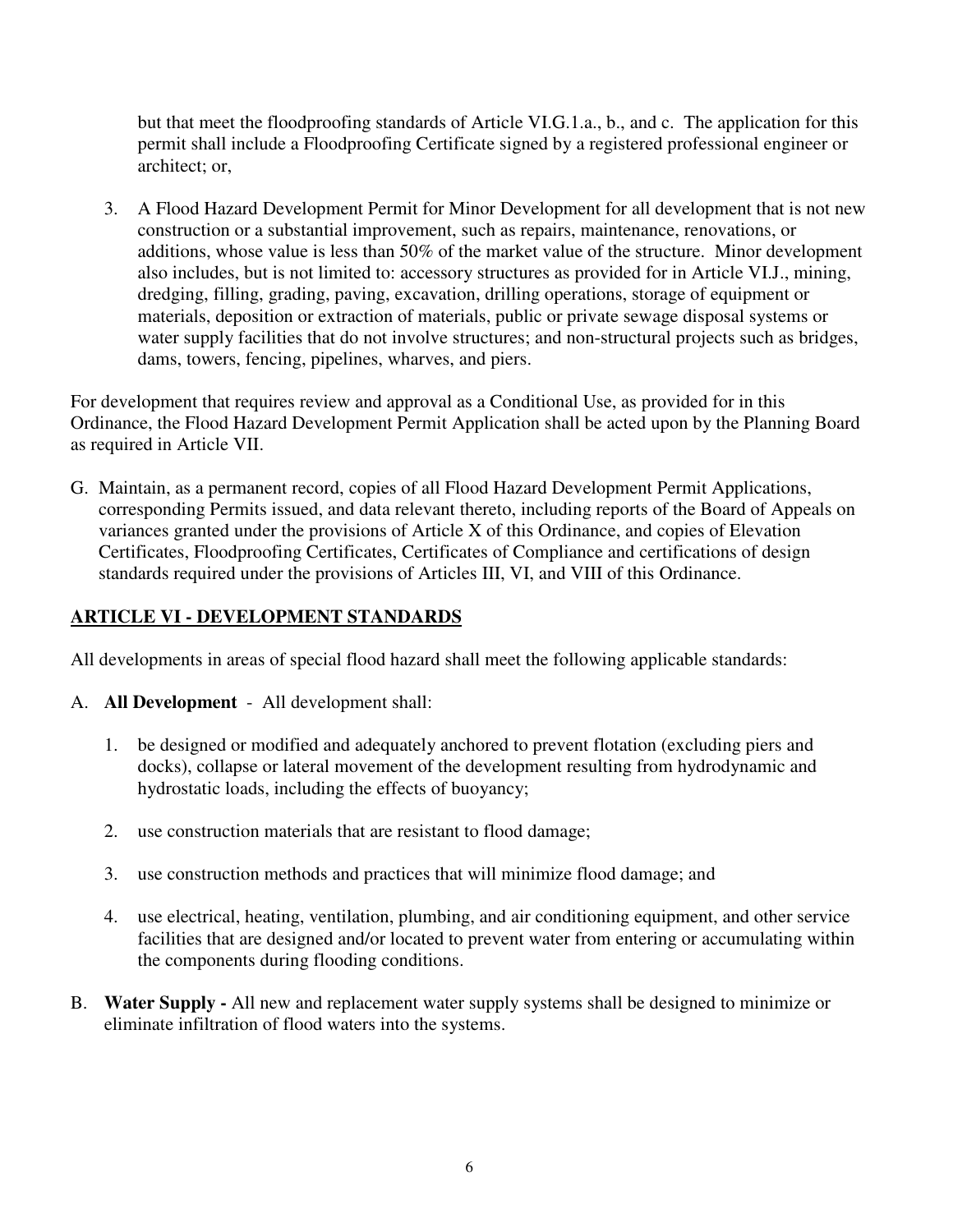but that meet the floodproofing standards of Article VI.G.1.a., b., and c. The application for this permit shall include a Floodproofing Certificate signed by a registered professional engineer or architect; or,

3. A Flood Hazard Development Permit for Minor Development for all development that is not new construction or a substantial improvement, such as repairs, maintenance, renovations, or additions, whose value is less than 50% of the market value of the structure. Minor development also includes, but is not limited to: accessory structures as provided for in Article VI.J., mining, dredging, filling, grading, paving, excavation, drilling operations, storage of equipment or materials, deposition or extraction of materials, public or private sewage disposal systems or water supply facilities that do not involve structures; and non-structural projects such as bridges, dams, towers, fencing, pipelines, wharves, and piers.

For development that requires review and approval as a Conditional Use, as provided for in this Ordinance, the Flood Hazard Development Permit Application shall be acted upon by the Planning Board as required in Article VII.

G. Maintain, as a permanent record, copies of all Flood Hazard Development Permit Applications, corresponding Permits issued, and data relevant thereto, including reports of the Board of Appeals on variances granted under the provisions of Article X of this Ordinance, and copies of Elevation Certificates, Floodproofing Certificates, Certificates of Compliance and certifications of design standards required under the provisions of Articles III, VI, and VIII of this Ordinance.

## ARTICLE VI - DEVELOPMENT STANDARDS

All developments in areas of special flood hazard shall meet the following applicable standards:

A. **All Development** - All development shall:

1. be designed or modified and adequately anchored to prevent flotation (excluding piers and docks), collapse or lateral movement of the development resulting from hydrodynamic and hydrostatic loads, including the effects of buoyancy;

2. use construction materials that are resistant to flood damage;

3. use construction methods and practices that will minimize flood damage; and

4. use electrical, heating, ventilation, plumbing, and air conditioning equipment, and other service facilities that are designed and/or located to prevent water from entering or accumulating within the components during flooding conditions.

B. **Water Supply -** All new and replacement water supply systems shall be designed to minimize or eliminate infiltration of flood waters into the systems.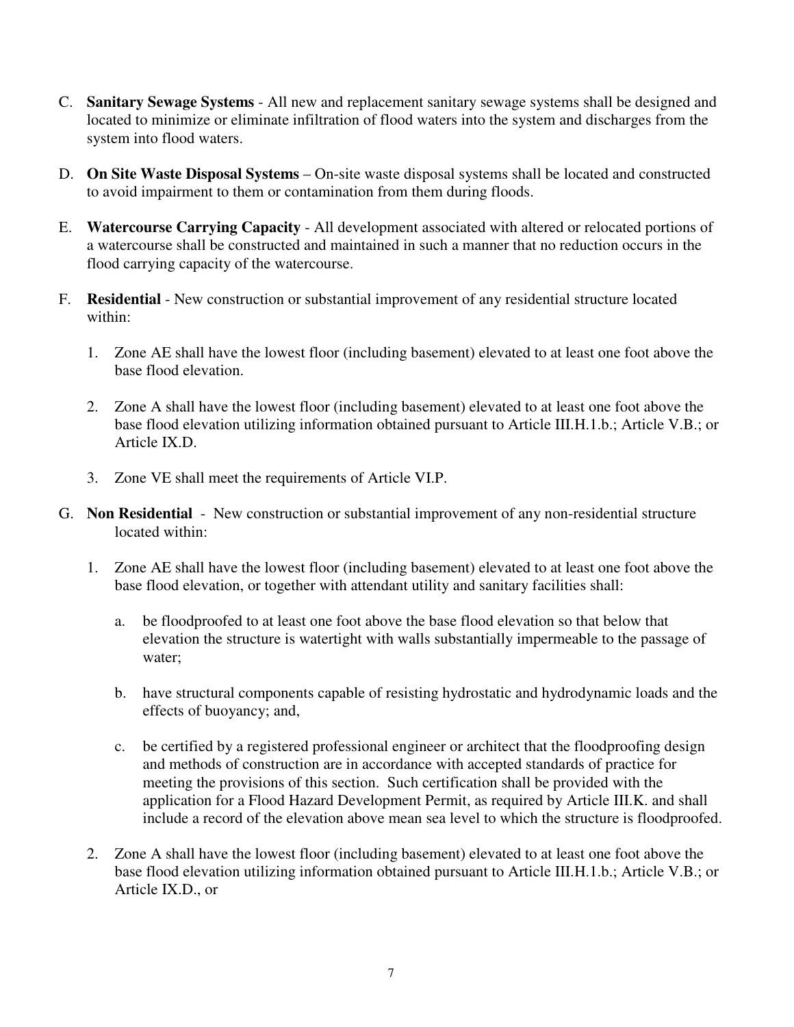C. **Sanitary Sewage Systems** - All new and replacement sanitary sewage systems shall be designed and located to minimize or eliminate infiltration of flood waters into the system and discharges from the system into flood waters.

D. **On Site Waste Disposal Systems** – On-site waste disposal systems shall be located and constructed to avoid impairment to them or contamination from them during floods.

E. **Watercourse Carrying Capacity** - All development associated with altered or relocated portions of a watercourse shall be constructed and maintained in such a manner that no reduction occurs in the flood carrying capacity of the watercourse.

F. **Residential** - New construction or substantial improvement of any residential structure located within:

   1. Zone AE shall have the lowest floor (including basement) elevated to at least one foot above the base flood elevation.

   2. Zone A shall have the lowest floor (including basement) elevated to at least one foot above the base flood elevation utilizing information obtained pursuant to Article III.H.1.b.; Article V.B.; or Article IX.D.

   3. Zone VE shall meet the requirements of Article VI.P.

G. **Non Residential** - New construction or substantial improvement of any non-residential structure located within:

   1. Zone AE shall have the lowest floor (including basement) elevated to at least one foot above the base flood elevation, or together with attendant utility and sanitary facilities shall:

      a. be floodproofed to at least one foot above the base flood elevation so that below that elevation the structure is watertight with walls substantially impermeable to the passage of water;

      b. have structural components capable of resisting hydrostatic and hydrodynamic loads and the effects of buoyancy; and,

      c. be certified by a registered professional engineer or architect that the floodproofing design and methods of construction are in accordance with accepted standards of practice for meeting the provisions of this section. Such certification shall be provided with the application for a Flood Hazard Development Permit, as required by Article III.K. and shall include a record of the elevation above mean sea level to which the structure is floodproofed.

   2. Zone A shall have the lowest floor (including basement) elevated to at least one foot above the base flood elevation utilizing information obtained pursuant to Article III.H.1.b.; Article V.B.; or Article IX.D., or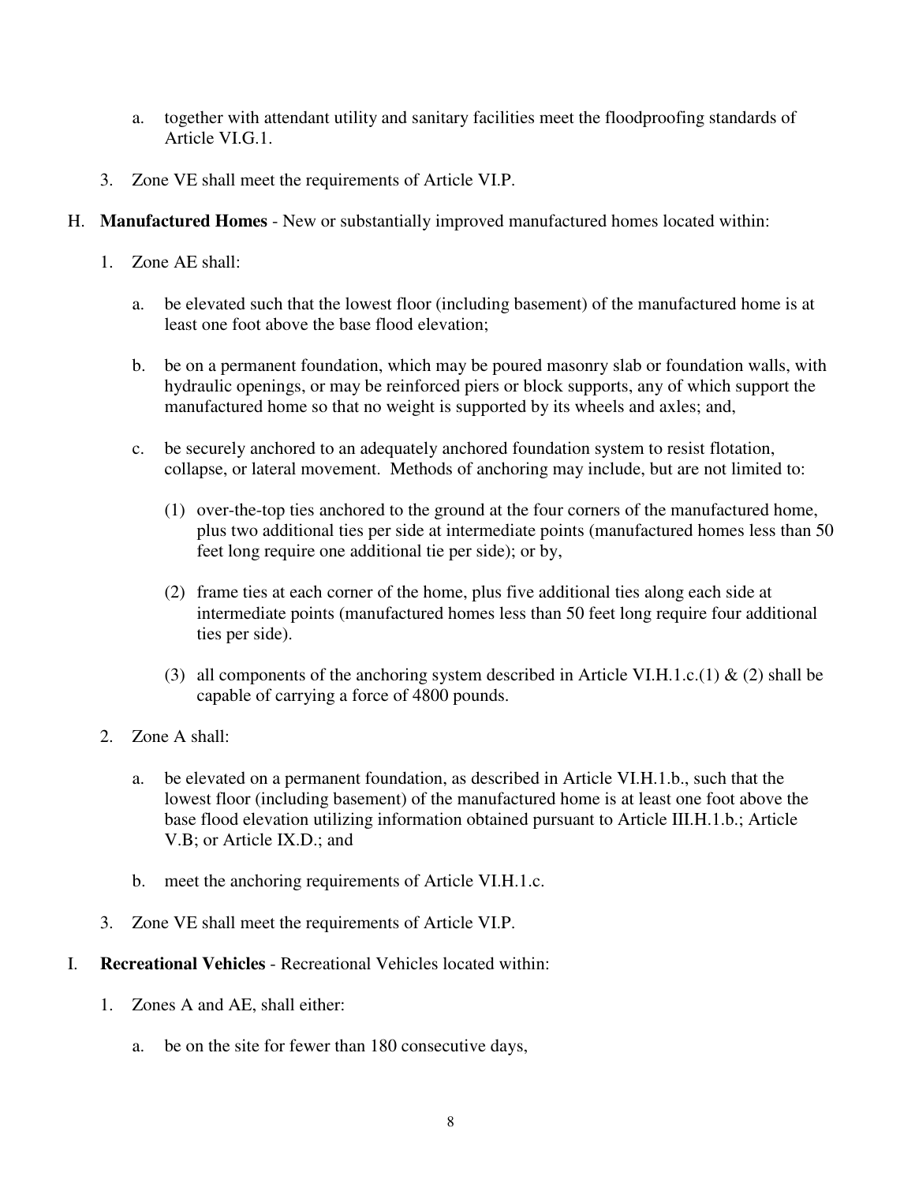a. together with attendant utility and sanitary facilities meet the floodproofing standards of Article VI.G.1.

3. Zone VE shall meet the requirements of Article VI.P.

H. **Manufactured Homes** - New or substantially improved manufactured homes located within:

   1. Zone AE shall:

      a. be elevated such that the lowest floor (including basement) of the manufactured home is at least one foot above the base flood elevation;

      b. be on a permanent foundation, which may be poured masonry slab or foundation walls, with hydraulic openings, or may be reinforced piers or block supports, any of which support the manufactured home so that no weight is supported by its wheels and axles; and,

      c. be securely anchored to an adequately anchored foundation system to resist flotation, collapse, or lateral movement. Methods of anchoring may include, but are not limited to:

         (1) over-the-top ties anchored to the ground at the four corners of the manufactured home, plus two additional ties per side at intermediate points (manufactured homes less than 50 feet long require one additional tie per side); or by,

         (2) frame ties at each corner of the home, plus five additional ties along each side at intermediate points (manufactured homes less than 50 feet long require four additional ties per side).

         (3) all components of the anchoring system described in Article VI.H.1.c.(1) & (2) shall be capable of carrying a force of 4800 pounds.

   2. Zone A shall:

      a. be elevated on a permanent foundation, as described in Article VI.H.1.b., such that the lowest floor (including basement) of the manufactured home is at least one foot above the base flood elevation utilizing information obtained pursuant to Article III.H.1.b.; Article V.B; or Article IX.D.; and

      b. meet the anchoring requirements of Article VI.H.1.c.

   3. Zone VE shall meet the requirements of Article VI.P.

I. **Recreational Vehicles** - Recreational Vehicles located within:

   1. Zones A and AE, shall either:

      a. be on the site for fewer than 180 consecutive days,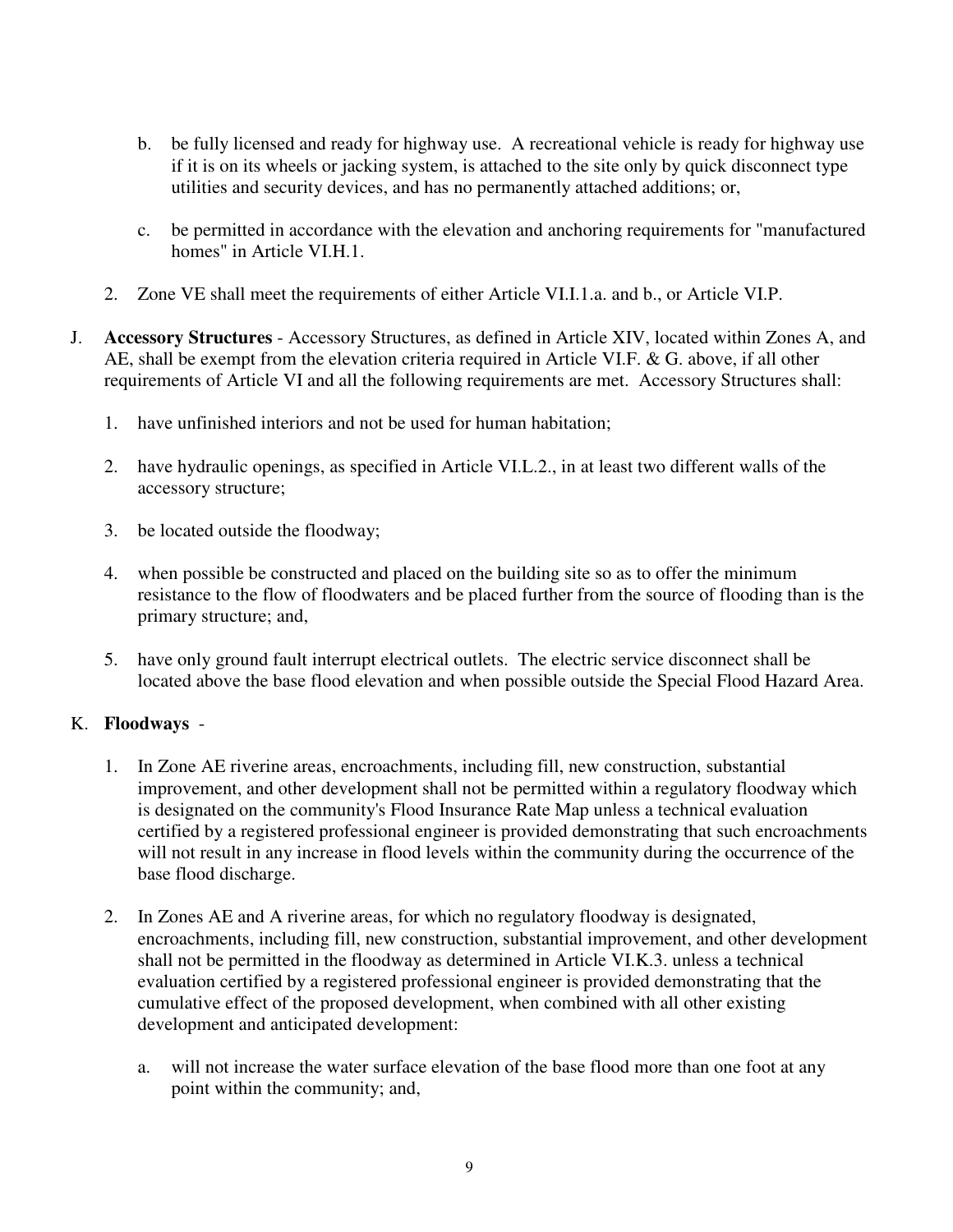b. be fully licensed and ready for highway use. A recreational vehicle is ready for highway use if it is on its wheels or jacking system, is attached to the site only by quick disconnect type utilities and security devices, and has no permanently attached additions; or,

c. be permitted in accordance with the elevation and anchoring requirements for "manufactured homes" in Article VI.H.1.

2. Zone VE shall meet the requirements of either Article VI.I.1.a. and b., or Article VI.P.

J. **Accessory Structures** - Accessory Structures, as defined in Article XIV, located within Zones A, and AE, shall be exempt from the elevation criteria required in Article VI.F. & G. above, if all other requirements of Article VI and all the following requirements are met. Accessory Structures shall:

1. have unfinished interiors and not be used for human habitation;

2. have hydraulic openings, as specified in Article VI.L.2., in at least two different walls of the accessory structure;

3. be located outside the floodway;

4. when possible be constructed and placed on the building site so as to offer the minimum resistance to the flow of floodwaters and be placed further from the source of flooding than is the primary structure; and,

5. have only ground fault interrupt electrical outlets. The electric service disconnect shall be located above the base flood elevation and when possible outside the Special Flood Hazard Area.

K. **Floodways** -

1. In Zone AE riverine areas, encroachments, including fill, new construction, substantial improvement, and other development shall not be permitted within a regulatory floodway which is designated on the community's Flood Insurance Rate Map unless a technical evaluation certified by a registered professional engineer is provided demonstrating that such encroachments will not result in any increase in flood levels within the community during the occurrence of the base flood discharge.

2. In Zones AE and A riverine areas, for which no regulatory floodway is designated, encroachments, including fill, new construction, substantial improvement, and other development shall not be permitted in the floodway as determined in Article VI.K.3. unless a technical evaluation certified by a registered professional engineer is provided demonstrating that the cumulative effect of the proposed development, when combined with all other existing development and anticipated development:

   a. will not increase the water surface elevation of the base flood more than one foot at any point within the community; and,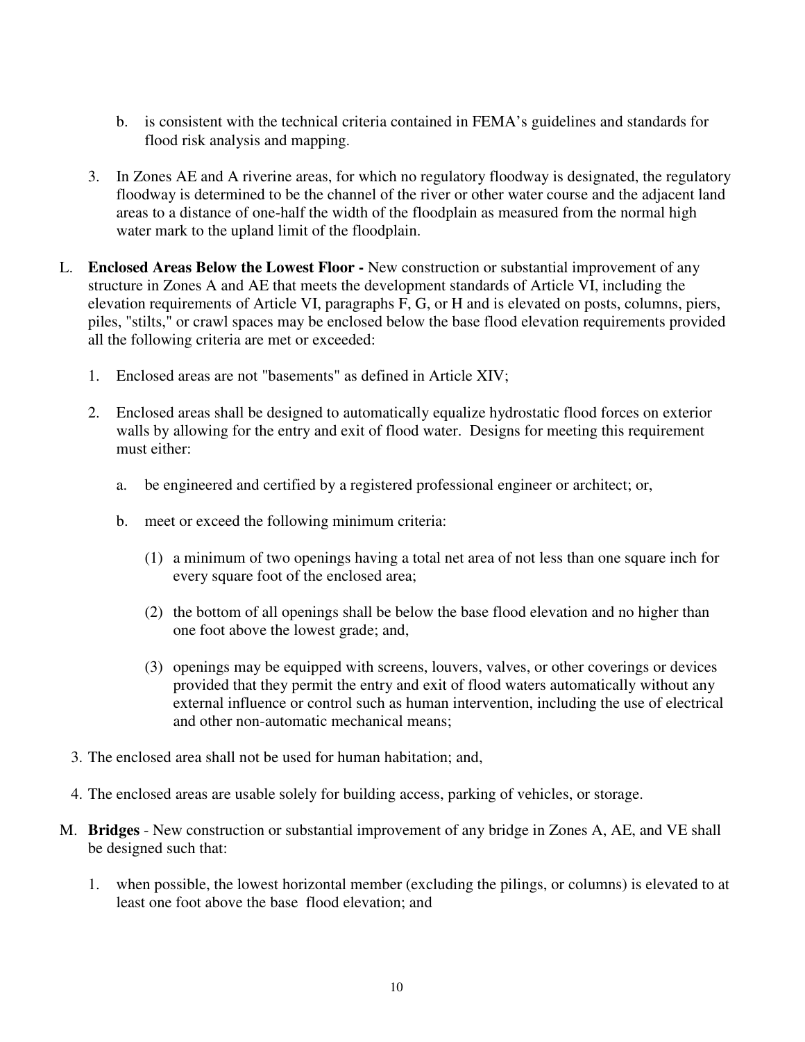b. is consistent with the technical criteria contained in FEMA's guidelines and standards for flood risk analysis and mapping.

3. In Zones AE and A riverine areas, for which no regulatory floodway is designated, the regulatory floodway is determined to be the channel of the river or other water course and the adjacent land areas to a distance of one-half the width of the floodplain as measured from the normal high water mark to the upland limit of the floodplain.

L. **Enclosed Areas Below the Lowest Floor -** New construction or substantial improvement of any structure in Zones A and AE that meets the development standards of Article VI, including the elevation requirements of Article VI, paragraphs F, G, or H and is elevated on posts, columns, piers, piles, "stilts," or crawl spaces may be enclosed below the base flood elevation requirements provided all the following criteria are met or exceeded:

   1. Enclosed areas are not "basements" as defined in Article XIV;

   2. Enclosed areas shall be designed to automatically equalize hydrostatic flood forces on exterior walls by allowing for the entry and exit of flood water. Designs for meeting this requirement must either:

      a. be engineered and certified by a registered professional engineer or architect; or,

      b. meet or exceed the following minimum criteria:

         (1) a minimum of two openings having a total net area of not less than one square inch for every square foot of the enclosed area;

         (2) the bottom of all openings shall be below the base flood elevation and no higher than one foot above the lowest grade; and,

         (3) openings may be equipped with screens, louvers, valves, or other coverings or devices provided that they permit the entry and exit of flood waters automatically without any external influence or control such as human intervention, including the use of electrical and other non-automatic mechanical means;

   3. The enclosed area shall not be used for human habitation; and,

   4. The enclosed areas are usable solely for building access, parking of vehicles, or storage.

M. **Bridges** - New construction or substantial improvement of any bridge in Zones A, AE, and VE shall be designed such that:

   1. when possible, the lowest horizontal member (excluding the pilings, or columns) is elevated to at least one foot above the base flood elevation; and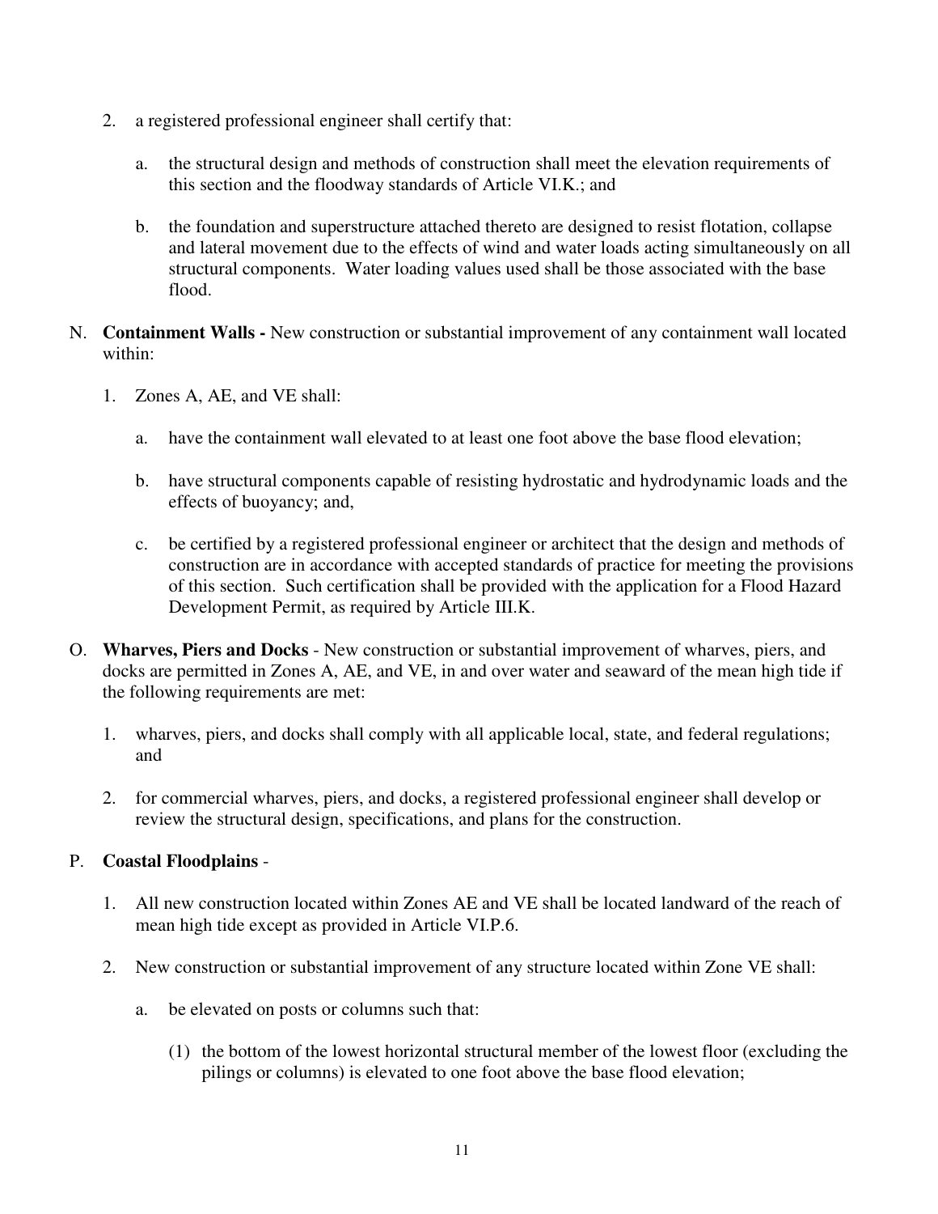2. a registered professional engineer shall certify that:

   a. the structural design and methods of construction shall meet the elevation requirements of this section and the floodway standards of Article VI.K.; and

   b. the foundation and superstructure attached thereto are designed to resist flotation, collapse and lateral movement due to the effects of wind and water loads acting simultaneously on all structural components. Water loading values used shall be those associated with the base flood.

N. **Containment Walls -** New construction or substantial improvement of any containment wall located within:

1. Zones A, AE, and VE shall:

   a. have the containment wall elevated to at least one foot above the base flood elevation;

   b. have structural components capable of resisting hydrostatic and hydrodynamic loads and the effects of buoyancy; and,

   c. be certified by a registered professional engineer or architect that the design and methods of construction are in accordance with accepted standards of practice for meeting the provisions of this section. Such certification shall be provided with the application for a Flood Hazard Development Permit, as required by Article III.K.

O. **Wharves, Piers and Docks** - New construction or substantial improvement of wharves, piers, and docks are permitted in Zones A, AE, and VE, in and over water and seaward of the mean high tide if the following requirements are met:

1. wharves, piers, and docks shall comply with all applicable local, state, and federal regulations; and

2. for commercial wharves, piers, and docks, a registered professional engineer shall develop or review the structural design, specifications, and plans for the construction.

P. **Coastal Floodplains** -

1. All new construction located within Zones AE and VE shall be located landward of the reach of mean high tide except as provided in Article VI.P.6.

2. New construction or substantial improvement of any structure located within Zone VE shall:

   a. be elevated on posts or columns such that:

      (1) the bottom of the lowest horizontal structural member of the lowest floor (excluding the pilings or columns) is elevated to one foot above the base flood elevation;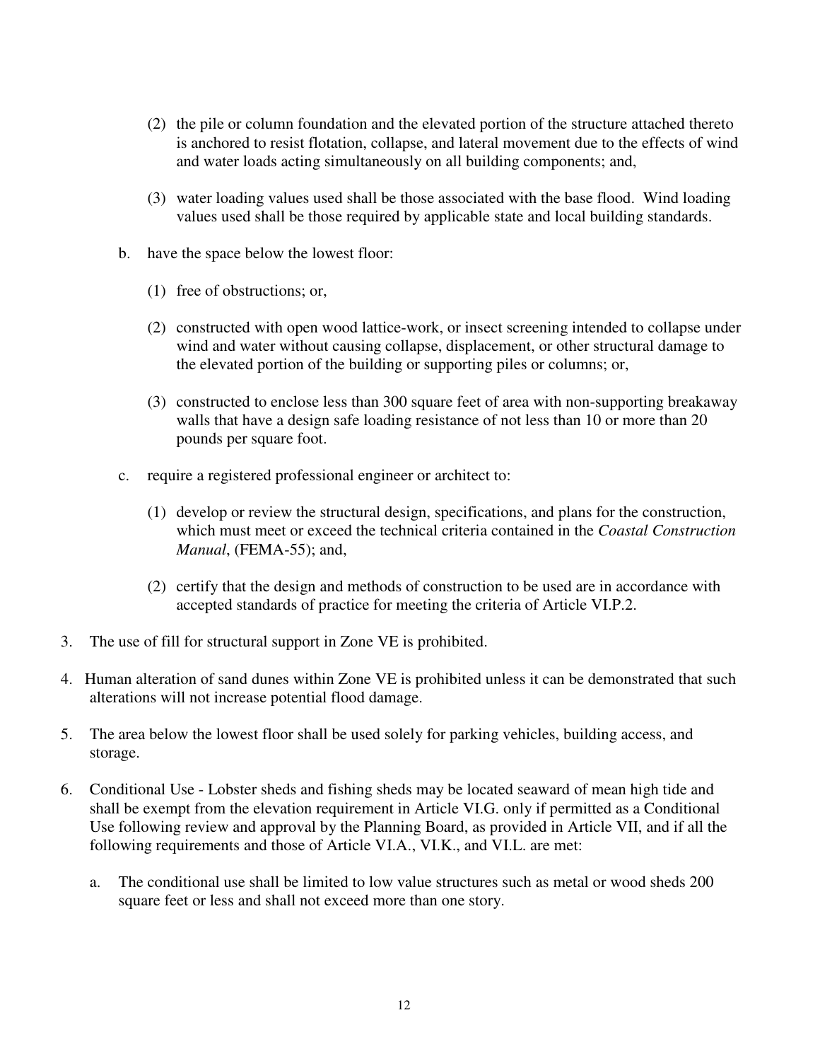(2) the pile or column foundation and the elevated portion of the structure attached thereto is anchored to resist flotation, collapse, and lateral movement due to the effects of wind and water loads acting simultaneously on all building components; and,

(3) water loading values used shall be those associated with the base flood. Wind loading values used shall be those required by applicable state and local building standards.

b. have the space below the lowest floor:

(1) free of obstructions; or,

(2) constructed with open wood lattice-work, or insect screening intended to collapse under wind and water without causing collapse, displacement, or other structural damage to the elevated portion of the building or supporting piles or columns; or,

(3) constructed to enclose less than 300 square feet of area with non-supporting breakaway walls that have a design safe loading resistance of not less than 10 or more than 20 pounds per square foot.

c. require a registered professional engineer or architect to:

(1) develop or review the structural design, specifications, and plans for the construction, which must meet or exceed the technical criteria contained in the *Coastal Construction Manual*, (FEMA-55); and,

(2) certify that the design and methods of construction to be used are in accordance with accepted standards of practice for meeting the criteria of Article VI.P.2.

3. The use of fill for structural support in Zone VE is prohibited.

4. Human alteration of sand dunes within Zone VE is prohibited unless it can be demonstrated that such alterations will not increase potential flood damage.

5. The area below the lowest floor shall be used solely for parking vehicles, building access, and storage.

6. Conditional Use - Lobster sheds and fishing sheds may be located seaward of mean high tide and shall be exempt from the elevation requirement in Article VI.G. only if permitted as a Conditional Use following review and approval by the Planning Board, as provided in Article VII, and if all the following requirements and those of Article VI.A., VI.K., and VI.L. are met:

a. The conditional use shall be limited to low value structures such as metal or wood sheds 200 square feet or less and shall not exceed more than one story.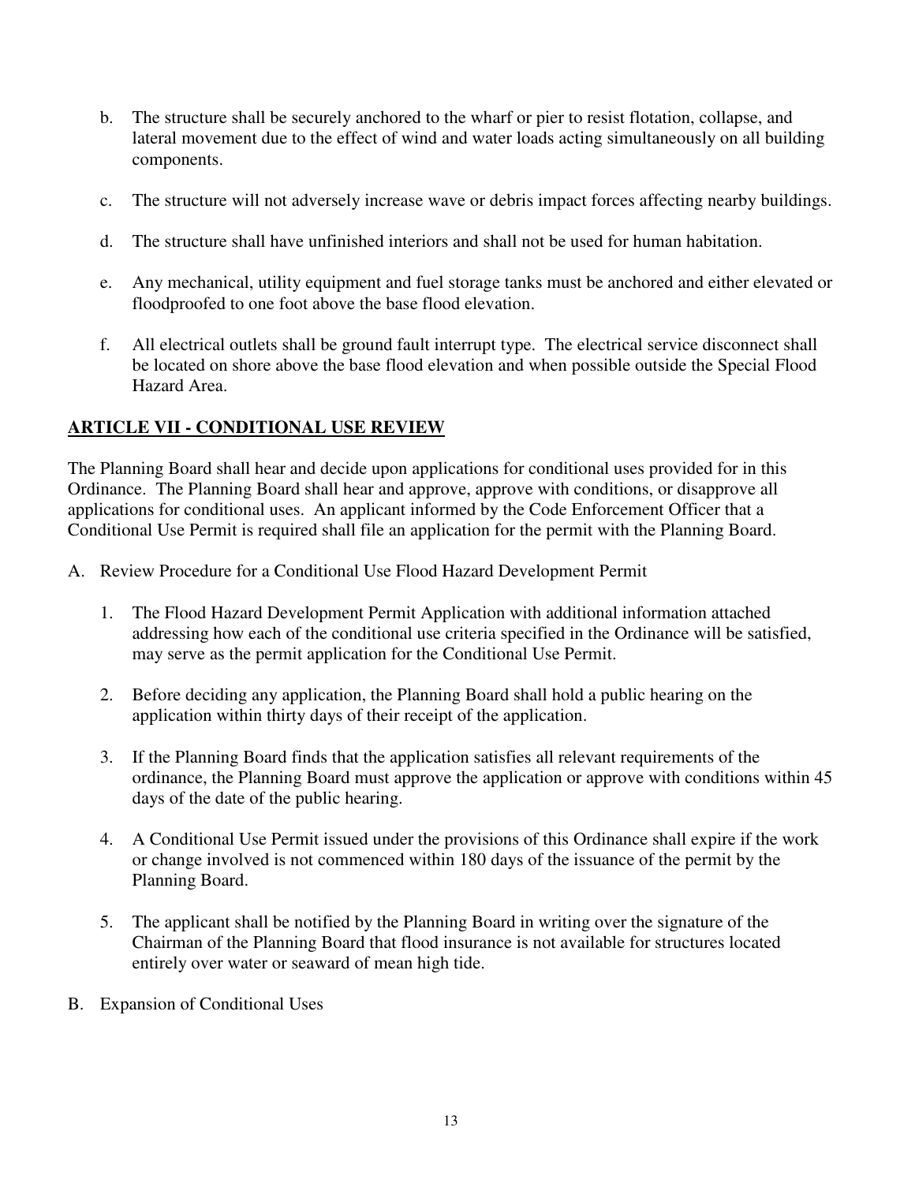b. The structure shall be securely anchored to the wharf or pier to resist flotation, collapse, and lateral movement due to the effect of wind and water loads acting simultaneously on all building components.

c. The structure will not adversely increase wave or debris impact forces affecting nearby buildings.

d. The structure shall have unfinished interiors and shall not be used for human habitation.

e. Any mechanical, utility equipment and fuel storage tanks must be anchored and either elevated or floodproofed to one foot above the base flood elevation.

f. All electrical outlets shall be ground fault interrupt type. The electrical service disconnect shall be located on shore above the base flood elevation and when possible outside the Special Flood Hazard Area.

## ARTICLE VII - CONDITIONAL USE REVIEW

The Planning Board shall hear and decide upon applications for conditional uses provided for in this Ordinance. The Planning Board shall hear and approve, approve with conditions, or disapprove all applications for conditional uses. An applicant informed by the Code Enforcement Officer that a Conditional Use Permit is required shall file an application for the permit with the Planning Board.

A. Review Procedure for a Conditional Use Flood Hazard Development Permit

1. The Flood Hazard Development Permit Application with additional information attached addressing how each of the conditional use criteria specified in the Ordinance will be satisfied, may serve as the permit application for the Conditional Use Permit.

2. Before deciding any application, the Planning Board shall hold a public hearing on the application within thirty days of their receipt of the application.

3. If the Planning Board finds that the application satisfies all relevant requirements of the ordinance, the Planning Board must approve the application or approve with conditions within 45 days of the date of the public hearing.

4. A Conditional Use Permit issued under the provisions of this Ordinance shall expire if the work or change involved is not commenced within 180 days of the issuance of the permit by the Planning Board.

5. The applicant shall be notified by the Planning Board in writing over the signature of the Chairman of the Planning Board that flood insurance is not available for structures located entirely over water or seaward of mean high tide.

B. Expansion of Conditional Uses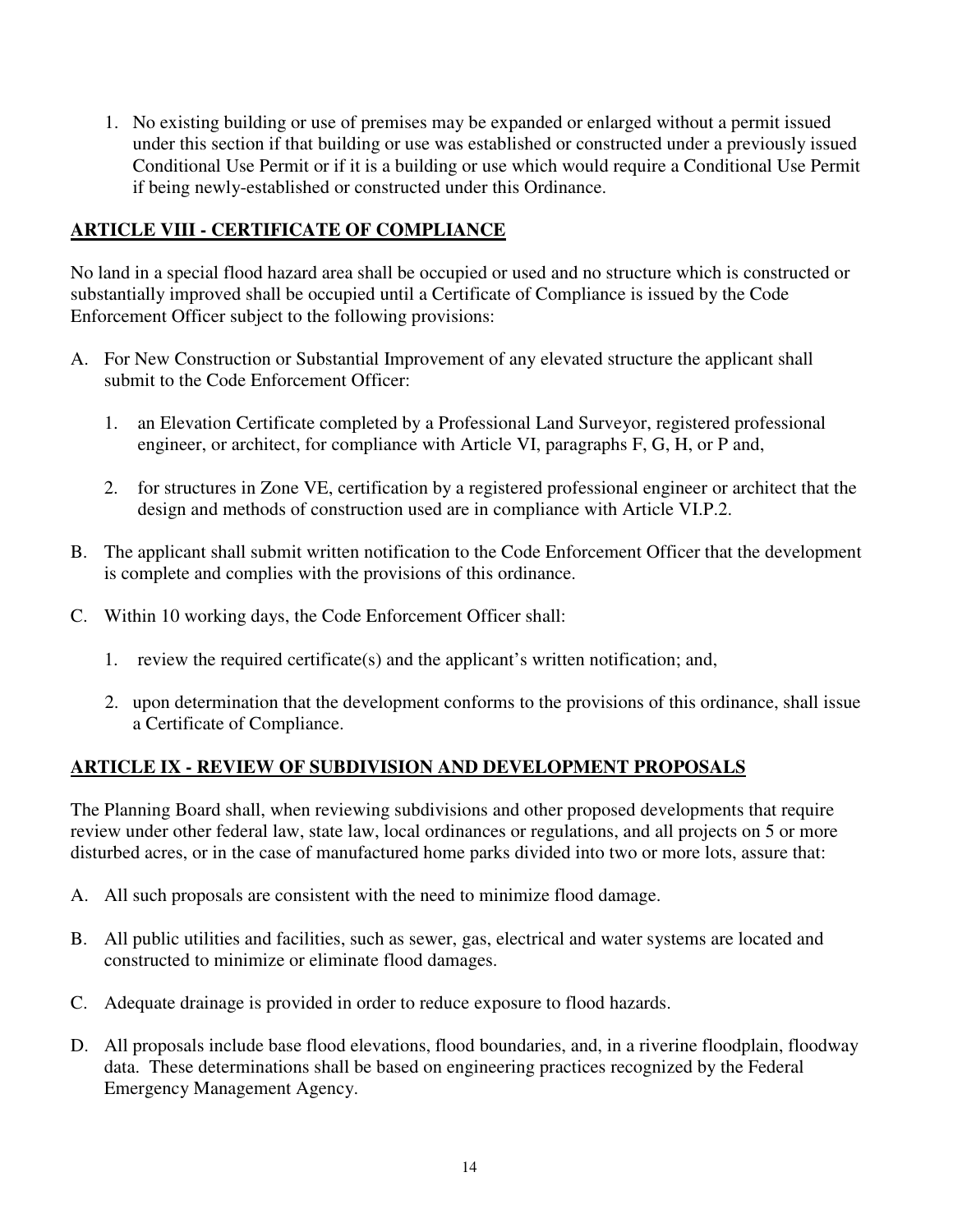1. No existing building or use of premises may be expanded or enlarged without a permit issued under this section if that building or use was established or constructed under a previously issued Conditional Use Permit or if it is a building or use which would require a Conditional Use Permit if being newly-established or constructed under this Ordinance.

## ARTICLE VIII - CERTIFICATE OF COMPLIANCE

No land in a special flood hazard area shall be occupied or used and no structure which is constructed or substantially improved shall be occupied until a Certificate of Compliance is issued by the Code Enforcement Officer subject to the following provisions:

A. For New Construction or Substantial Improvement of any elevated structure the applicant shall submit to the Code Enforcement Officer:

   1. an Elevation Certificate completed by a Professional Land Surveyor, registered professional engineer, or architect, for compliance with Article VI, paragraphs F, G, H, or P and,

   2. for structures in Zone VE, certification by a registered professional engineer or architect that the design and methods of construction used are in compliance with Article VI.P.2.

B. The applicant shall submit written notification to the Code Enforcement Officer that the development is complete and complies with the provisions of this ordinance.

C. Within 10 working days, the Code Enforcement Officer shall:

   1. review the required certificate(s) and the applicant's written notification; and,

   2. upon determination that the development conforms to the provisions of this ordinance, shall issue a Certificate of Compliance.

## ARTICLE IX - REVIEW OF SUBDIVISION AND DEVELOPMENT PROPOSALS

The Planning Board shall, when reviewing subdivisions and other proposed developments that require review under other federal law, state law, local ordinances or regulations, and all projects on 5 or more disturbed acres, or in the case of manufactured home parks divided into two or more lots, assure that:

A. All such proposals are consistent with the need to minimize flood damage.

B. All public utilities and facilities, such as sewer, gas, electrical and water systems are located and constructed to minimize or eliminate flood damages.

C. Adequate drainage is provided in order to reduce exposure to flood hazards.

D. All proposals include base flood elevations, flood boundaries, and, in a riverine floodplain, floodway data. These determinations shall be based on engineering practices recognized by the Federal Emergency Management Agency.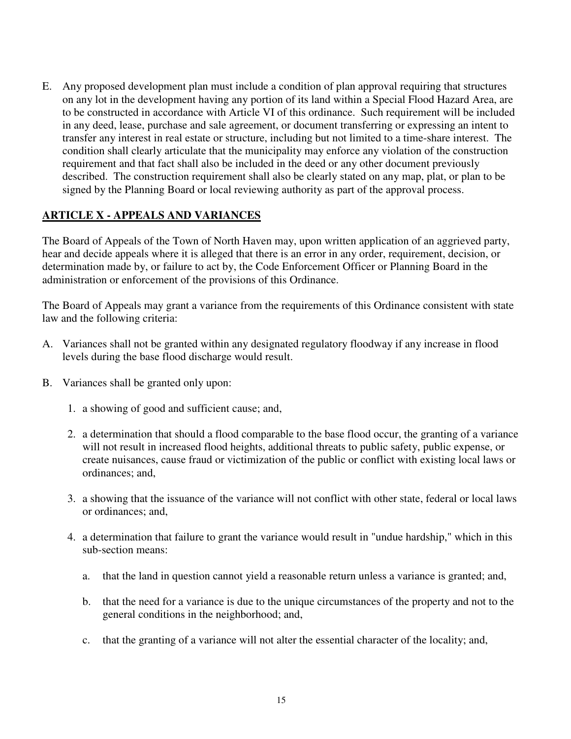E. Any proposed development plan must include a condition of plan approval requiring that structures on any lot in the development having any portion of its land within a Special Flood Hazard Area, are to be constructed in accordance with Article VI of this ordinance. Such requirement will be included in any deed, lease, purchase and sale agreement, or document transferring or expressing an intent to transfer any interest in real estate or structure, including but not limited to a time-share interest. The condition shall clearly articulate that the municipality may enforce any violation of the construction requirement and that fact shall also be included in the deed or any other document previously described. The construction requirement shall also be clearly stated on any map, plat, or plan to be signed by the Planning Board or local reviewing authority as part of the approval process.

## ARTICLE X - APPEALS AND VARIANCES

The Board of Appeals of the Town of North Haven may, upon written application of an aggrieved party, hear and decide appeals where it is alleged that there is an error in any order, requirement, decision, or determination made by, or failure to act by, the Code Enforcement Officer or Planning Board in the administration or enforcement of the provisions of this Ordinance.

The Board of Appeals may grant a variance from the requirements of this Ordinance consistent with state law and the following criteria:

A. Variances shall not be granted within any designated regulatory floodway if any increase in flood levels during the base flood discharge would result.

B. Variances shall be granted only upon:

   1. a showing of good and sufficient cause; and,

   2. a determination that should a flood comparable to the base flood occur, the granting of a variance will not result in increased flood heights, additional threats to public safety, public expense, or create nuisances, cause fraud or victimization of the public or conflict with existing local laws or ordinances; and,

   3. a showing that the issuance of the variance will not conflict with other state, federal or local laws or ordinances; and,

   4. a determination that failure to grant the variance would result in "undue hardship," which in this sub-section means:

      a. that the land in question cannot yield a reasonable return unless a variance is granted; and,

      b. that the need for a variance is due to the unique circumstances of the property and not to the general conditions in the neighborhood; and,

      c. that the granting of a variance will not alter the essential character of the locality; and,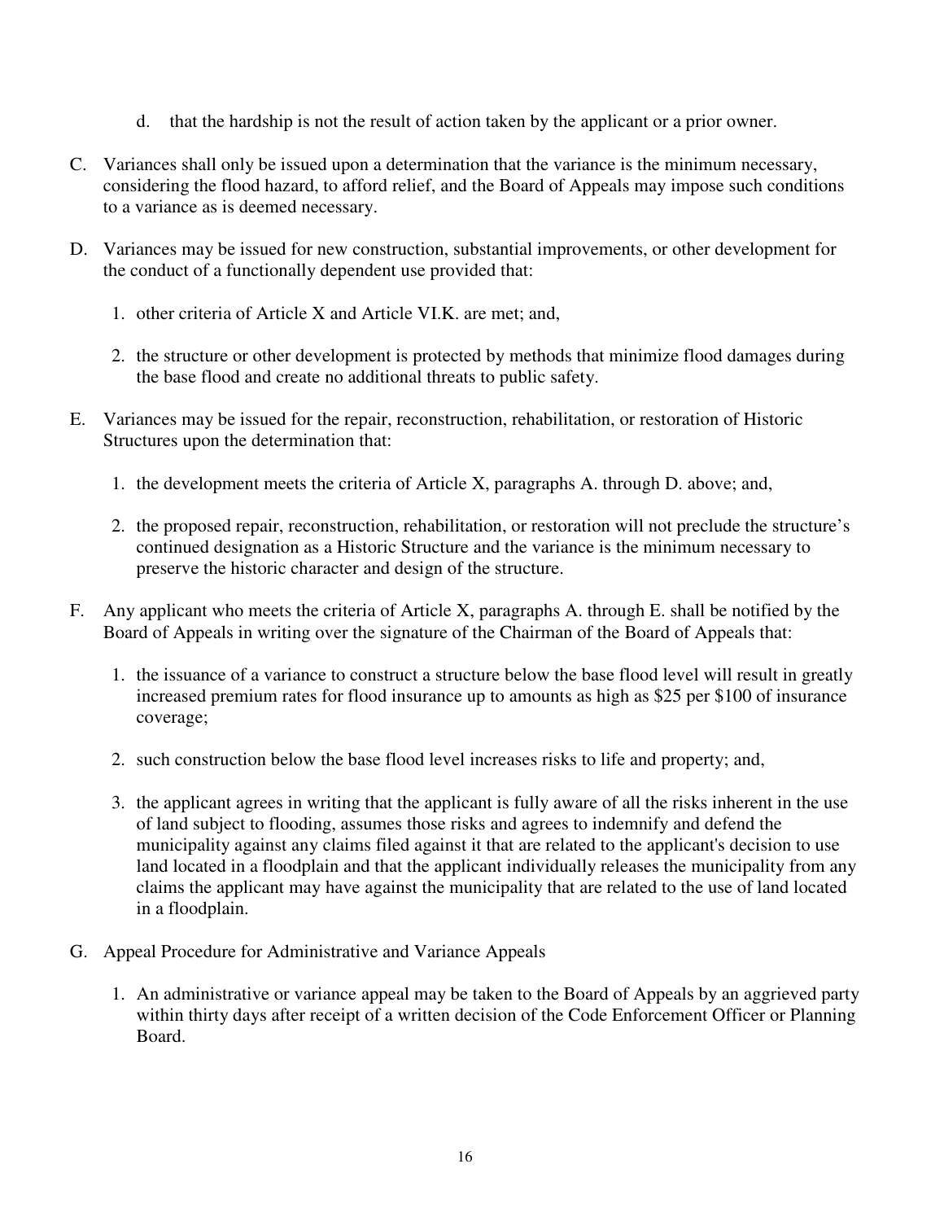d. that the hardship is not the result of action taken by the applicant or a prior owner.

C. Variances shall only be issued upon a determination that the variance is the minimum necessary, considering the flood hazard, to afford relief, and the Board of Appeals may impose such conditions to a variance as is deemed necessary.

D. Variances may be issued for new construction, substantial improvements, or other development for the conduct of a functionally dependent use provided that:

   1. other criteria of Article X and Article VI.K. are met; and,

   2. the structure or other development is protected by methods that minimize flood damages during the base flood and create no additional threats to public safety.

E. Variances may be issued for the repair, reconstruction, rehabilitation, or restoration of Historic Structures upon the determination that:

   1. the development meets the criteria of Article X, paragraphs A. through D. above; and,

   2. the proposed repair, reconstruction, rehabilitation, or restoration will not preclude the structure's continued designation as a Historic Structure and the variance is the minimum necessary to preserve the historic character and design of the structure.

F. Any applicant who meets the criteria of Article X, paragraphs A. through E. shall be notified by the Board of Appeals in writing over the signature of the Chairman of the Board of Appeals that:

   1. the issuance of a variance to construct a structure below the base flood level will result in greatly increased premium rates for flood insurance up to amounts as high as $25 per $100 of insurance coverage;

   2. such construction below the base flood level increases risks to life and property; and,

   3. the applicant agrees in writing that the applicant is fully aware of all the risks inherent in the use of land subject to flooding, assumes those risks and agrees to indemnify and defend the municipality against any claims filed against it that are related to the applicant's decision to use land located in a floodplain and that the applicant individually releases the municipality from any claims the applicant may have against the municipality that are related to the use of land located in a floodplain.

G. Appeal Procedure for Administrative and Variance Appeals

   1. An administrative or variance appeal may be taken to the Board of Appeals by an aggrieved party within thirty days after receipt of a written decision of the Code Enforcement Officer or Planning Board.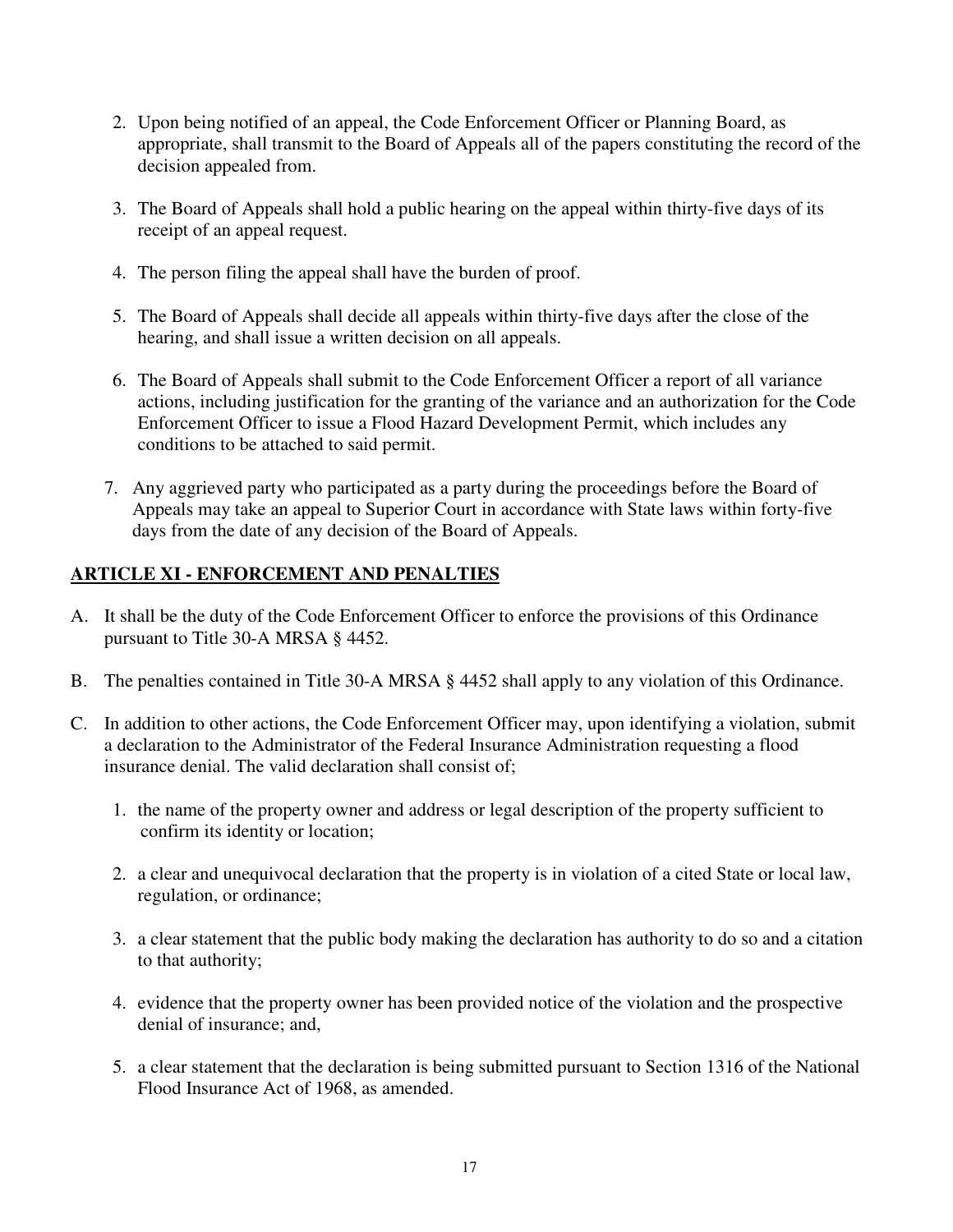2. Upon being notified of an appeal, the Code Enforcement Officer or Planning Board, as appropriate, shall transmit to the Board of Appeals all of the papers constituting the record of the decision appealed from.

3. The Board of Appeals shall hold a public hearing on the appeal within thirty-five days of its receipt of an appeal request.

4. The person filing the appeal shall have the burden of proof.

5. The Board of Appeals shall decide all appeals within thirty-five days after the close of the hearing, and shall issue a written decision on all appeals.

6. The Board of Appeals shall submit to the Code Enforcement Officer a report of all variance actions, including justification for the granting of the variance and an authorization for the Code Enforcement Officer to issue a Flood Hazard Development Permit, which includes any conditions to be attached to said permit.

7. Any aggrieved party who participated as a party during the proceedings before the Board of Appeals may take an appeal to Superior Court in accordance with State laws within forty-five days from the date of any decision of the Board of Appeals.

## ARTICLE XI - ENFORCEMENT AND PENALTIES

A. It shall be the duty of the Code Enforcement Officer to enforce the provisions of this Ordinance pursuant to Title 30-A MRSA § 4452.

B. The penalties contained in Title 30-A MRSA § 4452 shall apply to any violation of this Ordinance.

C. In addition to other actions, the Code Enforcement Officer may, upon identifying a violation, submit a declaration to the Administrator of the Federal Insurance Administration requesting a flood insurance denial. The valid declaration shall consist of;

   1. the name of the property owner and address or legal description of the property sufficient to confirm its identity or location;

   2. a clear and unequivocal declaration that the property is in violation of a cited State or local law, regulation, or ordinance;

   3. a clear statement that the public body making the declaration has authority to do so and a citation to that authority;

   4. evidence that the property owner has been provided notice of the violation and the prospective denial of insurance; and,

   5. a clear statement that the declaration is being submitted pursuant to Section 1316 of the National Flood Insurance Act of 1968, as amended.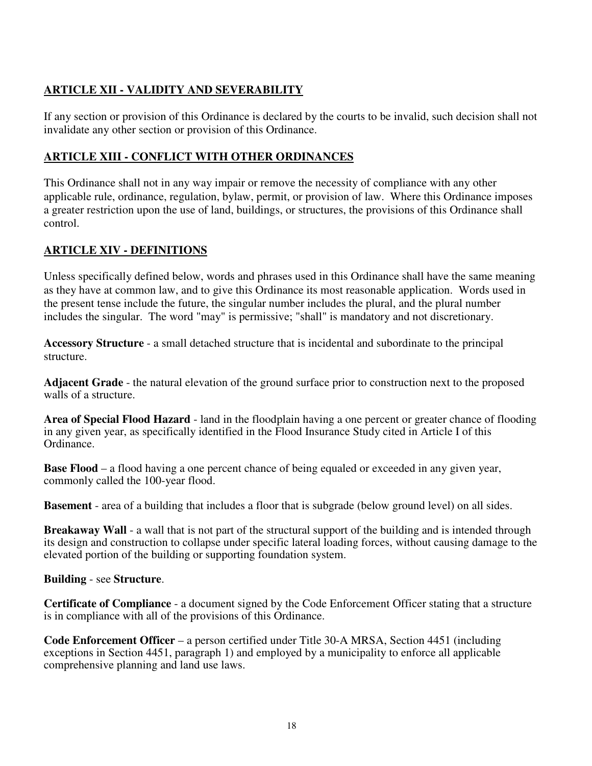## ARTICLE XII - VALIDITY AND SEVERABILITY

If any section or provision of this Ordinance is declared by the courts to be invalid, such decision shall not invalidate any other section or provision of this Ordinance.

## ARTICLE XIII - CONFLICT WITH OTHER ORDINANCES

This Ordinance shall not in any way impair or remove the necessity of compliance with any other applicable rule, ordinance, regulation, bylaw, permit, or provision of law. Where this Ordinance imposes a greater restriction upon the use of land, buildings, or structures, the provisions of this Ordinance shall control.

## ARTICLE XIV - DEFINITIONS

Unless specifically defined below, words and phrases used in this Ordinance shall have the same meaning as they have at common law, and to give this Ordinance its most reasonable application. Words used in the present tense include the future, the singular number includes the plural, and the plural number includes the singular. The word "may" is permissive; "shall" is mandatory and not discretionary.

**Accessory Structure** - a small detached structure that is incidental and subordinate to the principal structure.

**Adjacent Grade** - the natural elevation of the ground surface prior to construction next to the proposed walls of a structure.

**Area of Special Flood Hazard** - land in the floodplain having a one percent or greater chance of flooding in any given year, as specifically identified in the Flood Insurance Study cited in Article I of this Ordinance.

**Base Flood** – a flood having a one percent chance of being equaled or exceeded in any given year, commonly called the 100-year flood.

**Basement** - area of a building that includes a floor that is subgrade (below ground level) on all sides.

**Breakaway Wall** - a wall that is not part of the structural support of the building and is intended through its design and construction to collapse under specific lateral loading forces, without causing damage to the elevated portion of the building or supporting foundation system.

**Building** - see **Structure**.

**Certificate of Compliance** - a document signed by the Code Enforcement Officer stating that a structure is in compliance with all of the provisions of this Ordinance.

**Code Enforcement Officer** – a person certified under Title 30-A MRSA, Section 4451 (including exceptions in Section 4451, paragraph 1) and employed by a municipality to enforce all applicable comprehensive planning and land use laws.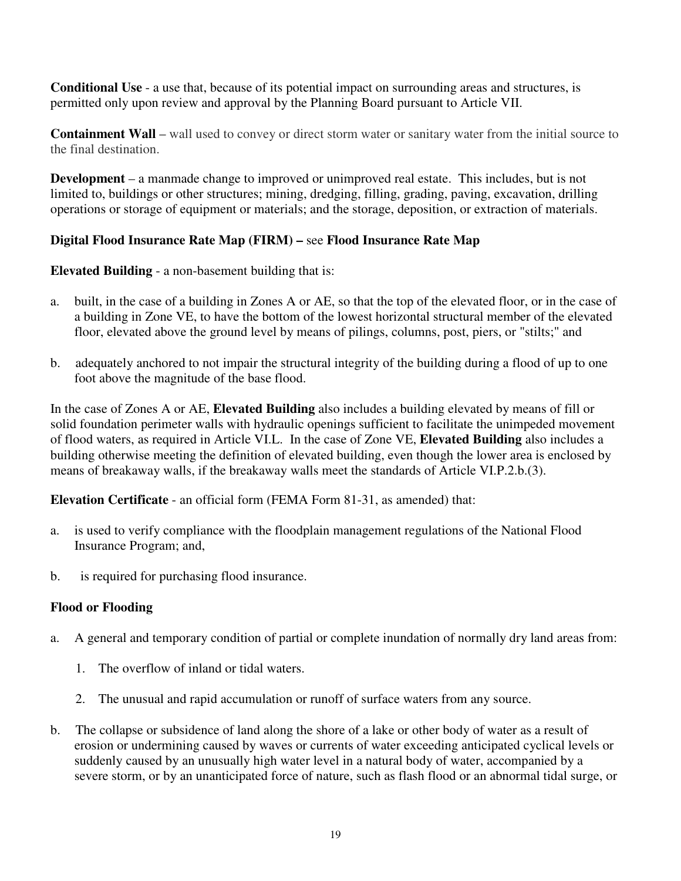**Conditional Use** - a use that, because of its potential impact on surrounding areas and structures, is permitted only upon review and approval by the Planning Board pursuant to Article VII.

**Containment Wall** – wall used to convey or direct storm water or sanitary water from the initial source to the final destination.

**Development** – a manmade change to improved or unimproved real estate. This includes, but is not limited to, buildings or other structures; mining, dredging, filling, grading, paving, excavation, drilling operations or storage of equipment or materials; and the storage, deposition, or extraction of materials.

**Digital Flood Insurance Rate Map (FIRM) –** see **Flood Insurance Rate Map**

**Elevated Building** - a non-basement building that is:

a. built, in the case of a building in Zones A or AE, so that the top of the elevated floor, or in the case of a building in Zone VE, to have the bottom of the lowest horizontal structural member of the elevated floor, elevated above the ground level by means of pilings, columns, post, piers, or "stilts;" and

b. adequately anchored to not impair the structural integrity of the building during a flood of up to one foot above the magnitude of the base flood.

In the case of Zones A or AE, **Elevated Building** also includes a building elevated by means of fill or solid foundation perimeter walls with hydraulic openings sufficient to facilitate the unimpeded movement of flood waters, as required in Article VI.L. In the case of Zone VE, **Elevated Building** also includes a building otherwise meeting the definition of elevated building, even though the lower area is enclosed by means of breakaway walls, if the breakaway walls meet the standards of Article VI.P.2.b.(3).

**Elevation Certificate** - an official form (FEMA Form 81-31, as amended) that:

a. is used to verify compliance with the floodplain management regulations of the National Flood Insurance Program; and,

b. is required for purchasing flood insurance.

**Flood or Flooding**

a. A general and temporary condition of partial or complete inundation of normally dry land areas from:

   1. The overflow of inland or tidal waters.

   2. The unusual and rapid accumulation or runoff of surface waters from any source.

b. The collapse or subsidence of land along the shore of a lake or other body of water as a result of erosion or undermining caused by waves or currents of water exceeding anticipated cyclical levels or suddenly caused by an unusually high water level in a natural body of water, accompanied by a severe storm, or by an unanticipated force of nature, such as flash flood or an abnormal tidal surge, or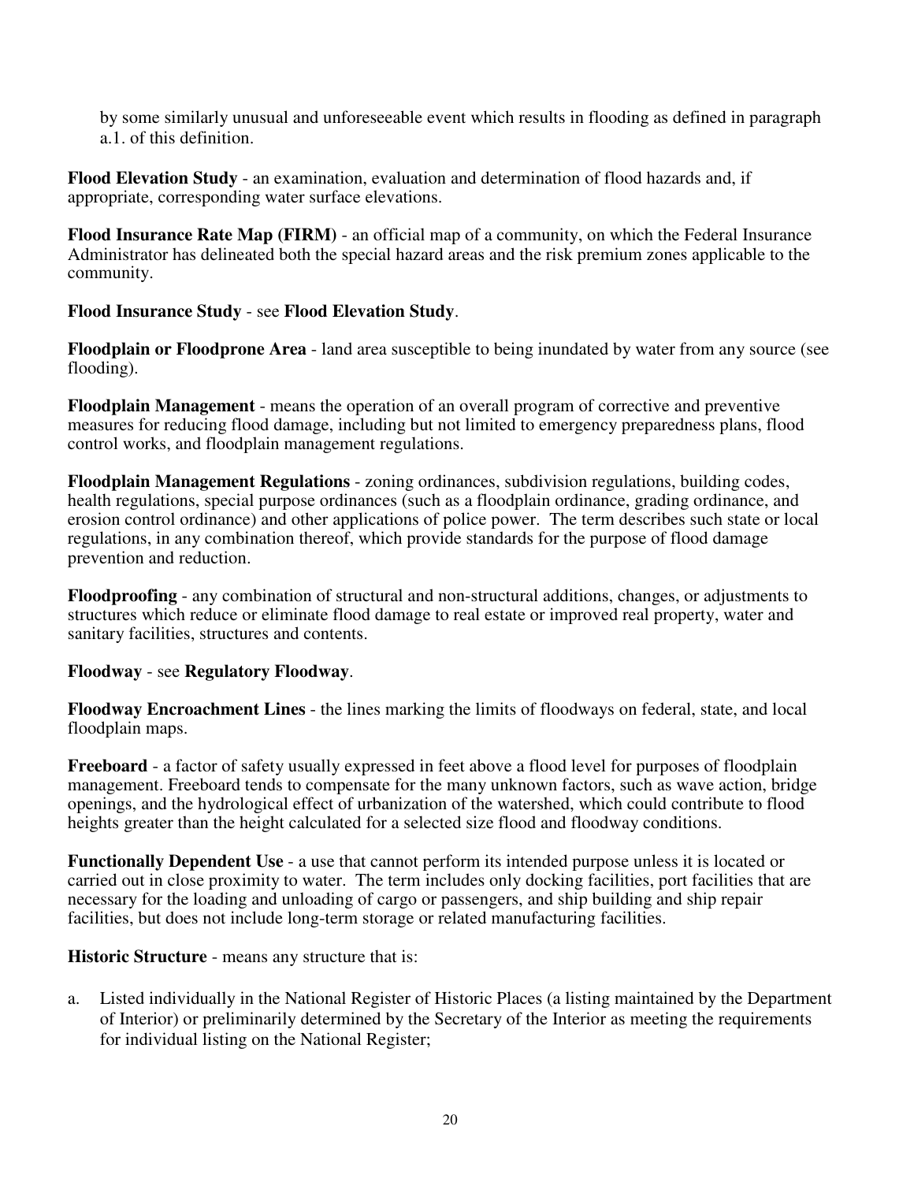by some similarly unusual and unforeseeable event which results in flooding as defined in paragraph a.1. of this definition.

**Flood Elevation Study** - an examination, evaluation and determination of flood hazards and, if appropriate, corresponding water surface elevations.

**Flood Insurance Rate Map (FIRM)** - an official map of a community, on which the Federal Insurance Administrator has delineated both the special hazard areas and the risk premium zones applicable to the community.

**Flood Insurance Study** - see **Flood Elevation Study**.

**Floodplain or Floodprone Area** - land area susceptible to being inundated by water from any source (see flooding).

**Floodplain Management** - means the operation of an overall program of corrective and preventive measures for reducing flood damage, including but not limited to emergency preparedness plans, flood control works, and floodplain management regulations.

**Floodplain Management Regulations** - zoning ordinances, subdivision regulations, building codes, health regulations, special purpose ordinances (such as a floodplain ordinance, grading ordinance, and erosion control ordinance) and other applications of police power. The term describes such state or local regulations, in any combination thereof, which provide standards for the purpose of flood damage prevention and reduction.

**Floodproofing** - any combination of structural and non-structural additions, changes, or adjustments to structures which reduce or eliminate flood damage to real estate or improved real property, water and sanitary facilities, structures and contents.

**Floodway** - see **Regulatory Floodway**.

**Floodway Encroachment Lines** - the lines marking the limits of floodways on federal, state, and local floodplain maps.

**Freeboard** - a factor of safety usually expressed in feet above a flood level for purposes of floodplain management. Freeboard tends to compensate for the many unknown factors, such as wave action, bridge openings, and the hydrological effect of urbanization of the watershed, which could contribute to flood heights greater than the height calculated for a selected size flood and floodway conditions.

**Functionally Dependent Use** - a use that cannot perform its intended purpose unless it is located or carried out in close proximity to water. The term includes only docking facilities, port facilities that are necessary for the loading and unloading of cargo or passengers, and ship building and ship repair facilities, but does not include long-term storage or related manufacturing facilities.

**Historic Structure** - means any structure that is:

a. Listed individually in the National Register of Historic Places (a listing maintained by the Department of Interior) or preliminarily determined by the Secretary of the Interior as meeting the requirements for individual listing on the National Register;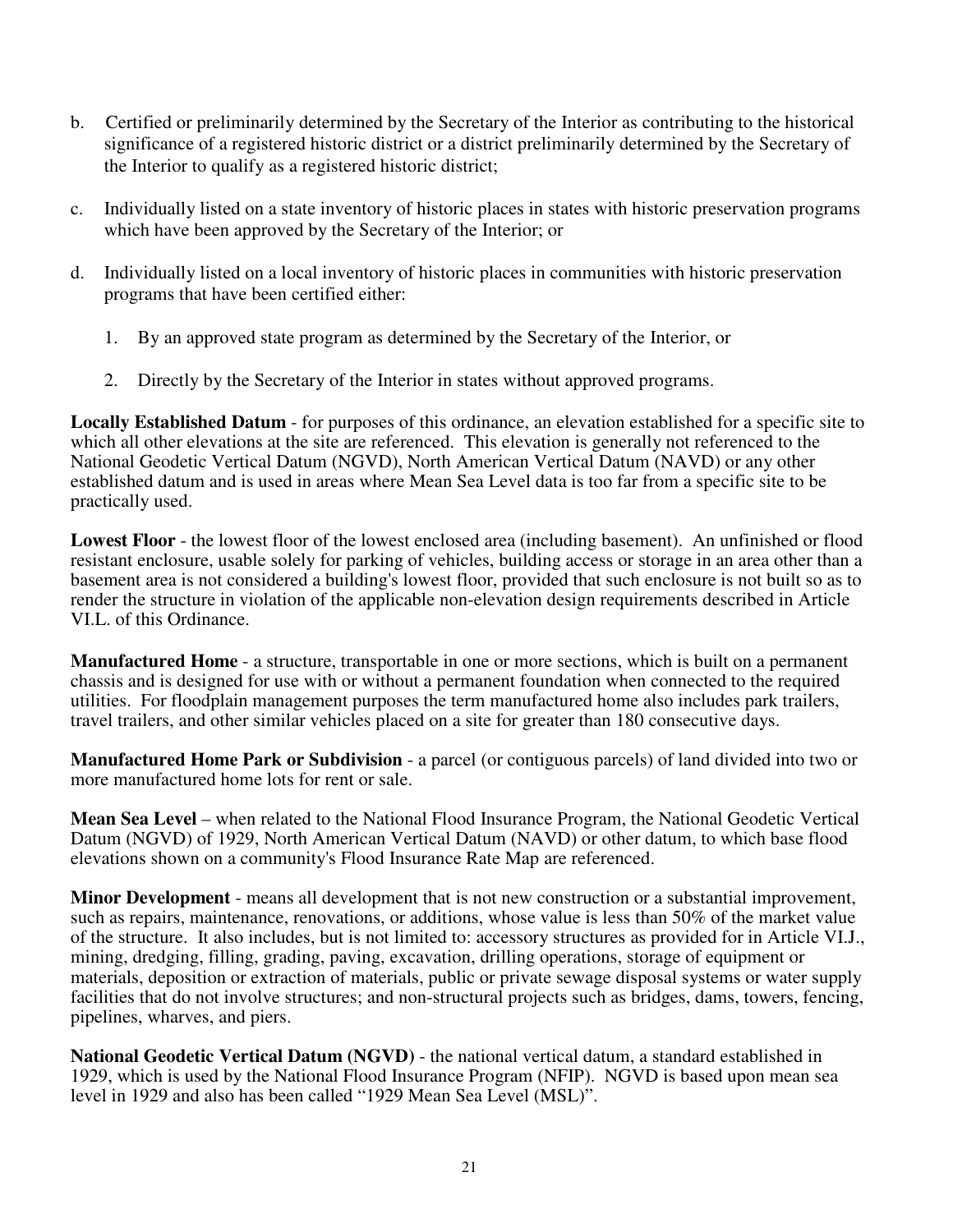b. Certified or preliminarily determined by the Secretary of the Interior as contributing to the historical significance of a registered historic district or a district preliminarily determined by the Secretary of the Interior to qualify as a registered historic district;

c. Individually listed on a state inventory of historic places in states with historic preservation programs which have been approved by the Secretary of the Interior; or

d. Individually listed on a local inventory of historic places in communities with historic preservation programs that have been certified either:

   1. By an approved state program as determined by the Secretary of the Interior, or

   2. Directly by the Secretary of the Interior in states without approved programs.

**Locally Established Datum** - for purposes of this ordinance, an elevation established for a specific site to which all other elevations at the site are referenced. This elevation is generally not referenced to the National Geodetic Vertical Datum (NGVD), North American Vertical Datum (NAVD) or any other established datum and is used in areas where Mean Sea Level data is too far from a specific site to be practically used.

**Lowest Floor** - the lowest floor of the lowest enclosed area (including basement). An unfinished or flood resistant enclosure, usable solely for parking of vehicles, building access or storage in an area other than a basement area is not considered a building's lowest floor, provided that such enclosure is not built so as to render the structure in violation of the applicable non-elevation design requirements described in Article VI.L. of this Ordinance.

**Manufactured Home** - a structure, transportable in one or more sections, which is built on a permanent chassis and is designed for use with or without a permanent foundation when connected to the required utilities. For floodplain management purposes the term manufactured home also includes park trailers, travel trailers, and other similar vehicles placed on a site for greater than 180 consecutive days.

**Manufactured Home Park or Subdivision** - a parcel (or contiguous parcels) of land divided into two or more manufactured home lots for rent or sale.

**Mean Sea Level** – when related to the National Flood Insurance Program, the National Geodetic Vertical Datum (NGVD) of 1929, North American Vertical Datum (NAVD) or other datum, to which base flood elevations shown on a community's Flood Insurance Rate Map are referenced.

**Minor Development** - means all development that is not new construction or a substantial improvement, such as repairs, maintenance, renovations, or additions, whose value is less than 50% of the market value of the structure. It also includes, but is not limited to: accessory structures as provided for in Article VI.J., mining, dredging, filling, grading, paving, excavation, drilling operations, storage of equipment or materials, deposition or extraction of materials, public or private sewage disposal systems or water supply facilities that do not involve structures; and non-structural projects such as bridges, dams, towers, fencing, pipelines, wharves, and piers.

**National Geodetic Vertical Datum (NGVD)** - the national vertical datum, a standard established in 1929, which is used by the National Flood Insurance Program (NFIP). NGVD is based upon mean sea level in 1929 and also has been called "1929 Mean Sea Level (MSL)".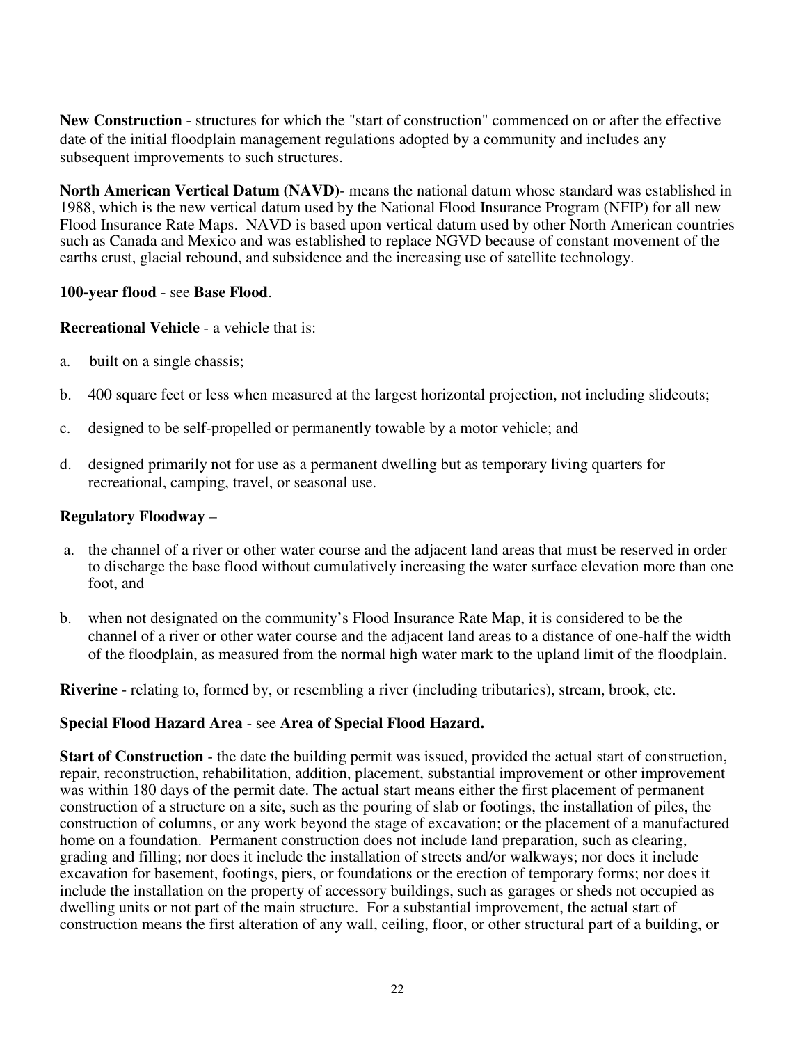**New Construction** - structures for which the "start of construction" commenced on or after the effective date of the initial floodplain management regulations adopted by a community and includes any subsequent improvements to such structures.

**North American Vertical Datum (NAVD)**- means the national datum whose standard was established in 1988, which is the new vertical datum used by the National Flood Insurance Program (NFIP) for all new Flood Insurance Rate Maps. NAVD is based upon vertical datum used by other North American countries such as Canada and Mexico and was established to replace NGVD because of constant movement of the earths crust, glacial rebound, and subsidence and the increasing use of satellite technology.

**100-year flood** - see **Base Flood**.

**Recreational Vehicle** - a vehicle that is:

a. built on a single chassis;

b. 400 square feet or less when measured at the largest horizontal projection, not including slideouts;

c. designed to be self-propelled or permanently towable by a motor vehicle; and

d. designed primarily not for use as a permanent dwelling but as temporary living quarters for recreational, camping, travel, or seasonal use.

**Regulatory Floodway** –

a. the channel of a river or other water course and the adjacent land areas that must be reserved in order to discharge the base flood without cumulatively increasing the water surface elevation more than one foot, and

b. when not designated on the community's Flood Insurance Rate Map, it is considered to be the channel of a river or other water course and the adjacent land areas to a distance of one-half the width of the floodplain, as measured from the normal high water mark to the upland limit of the floodplain.

**Riverine** - relating to, formed by, or resembling a river (including tributaries), stream, brook, etc.

**Special Flood Hazard Area** - see **Area of Special Flood Hazard.**

**Start of Construction** - the date the building permit was issued, provided the actual start of construction, repair, reconstruction, rehabilitation, addition, placement, substantial improvement or other improvement was within 180 days of the permit date. The actual start means either the first placement of permanent construction of a structure on a site, such as the pouring of slab or footings, the installation of piles, the construction of columns, or any work beyond the stage of excavation; or the placement of a manufactured home on a foundation. Permanent construction does not include land preparation, such as clearing, grading and filling; nor does it include the installation of streets and/or walkways; nor does it include excavation for basement, footings, piers, or foundations or the erection of temporary forms; nor does it include the installation on the property of accessory buildings, such as garages or sheds not occupied as dwelling units or not part of the main structure. For a substantial improvement, the actual start of construction means the first alteration of any wall, ceiling, floor, or other structural part of a building, or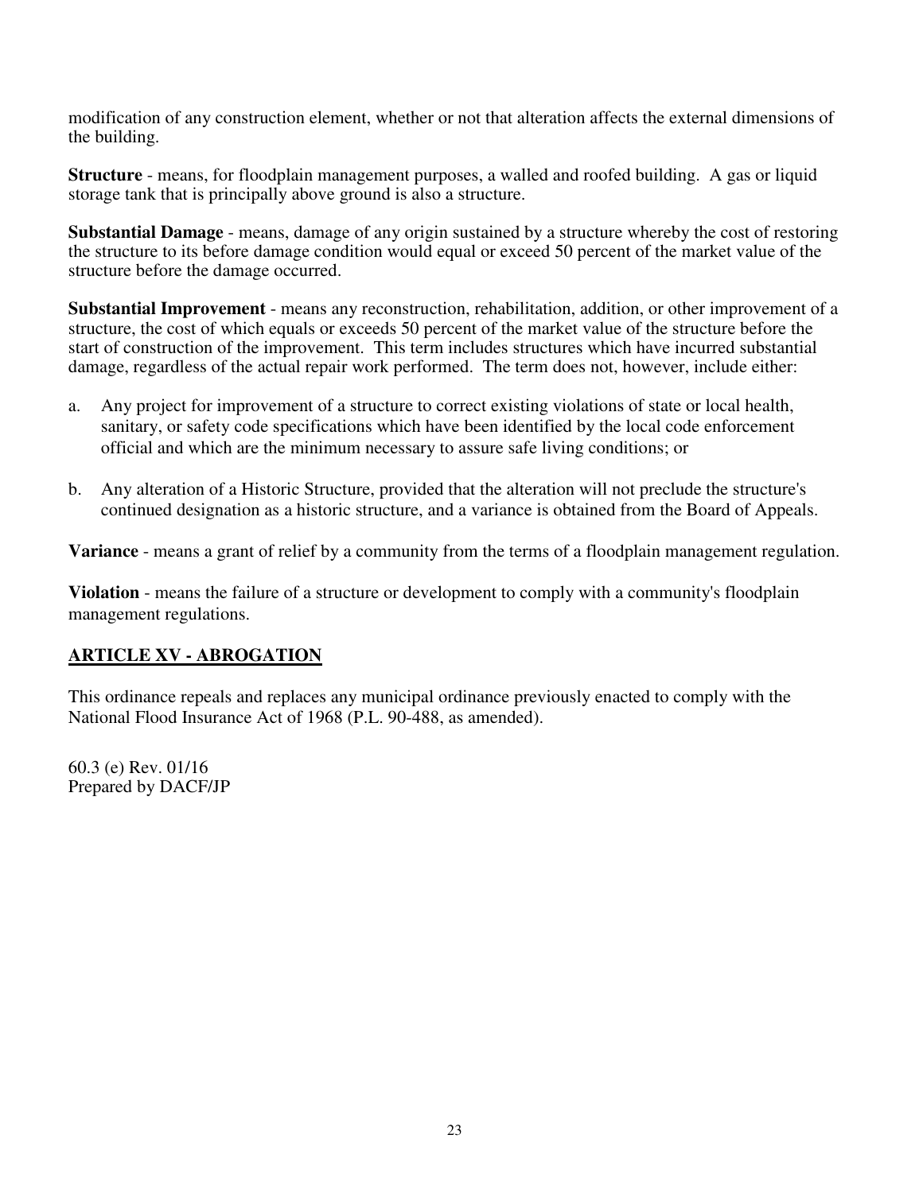modification of any construction element, whether or not that alteration affects the external dimensions of the building.

**Structure** - means, for floodplain management purposes, a walled and roofed building. A gas or liquid storage tank that is principally above ground is also a structure.

**Substantial Damage** - means, damage of any origin sustained by a structure whereby the cost of restoring the structure to its before damage condition would equal or exceed 50 percent of the market value of the structure before the damage occurred.

**Substantial Improvement** - means any reconstruction, rehabilitation, addition, or other improvement of a structure, the cost of which equals or exceeds 50 percent of the market value of the structure before the start of construction of the improvement. This term includes structures which have incurred substantial damage, regardless of the actual repair work performed. The term does not, however, include either:

a. Any project for improvement of a structure to correct existing violations of state or local health, sanitary, or safety code specifications which have been identified by the local code enforcement official and which are the minimum necessary to assure safe living conditions; or

b. Any alteration of a Historic Structure, provided that the alteration will not preclude the structure's continued designation as a historic structure, and a variance is obtained from the Board of Appeals.

**Variance** - means a grant of relief by a community from the terms of a floodplain management regulation.

**Violation** - means the failure of a structure or development to comply with a community's floodplain management regulations.

## ARTICLE XV - ABROGATION

This ordinance repeals and replaces any municipal ordinance previously enacted to comply with the National Flood Insurance Act of 1968 (P.L. 90-488, as amended).

60.3 (e) Rev. 01/16
Prepared by DACF/JP